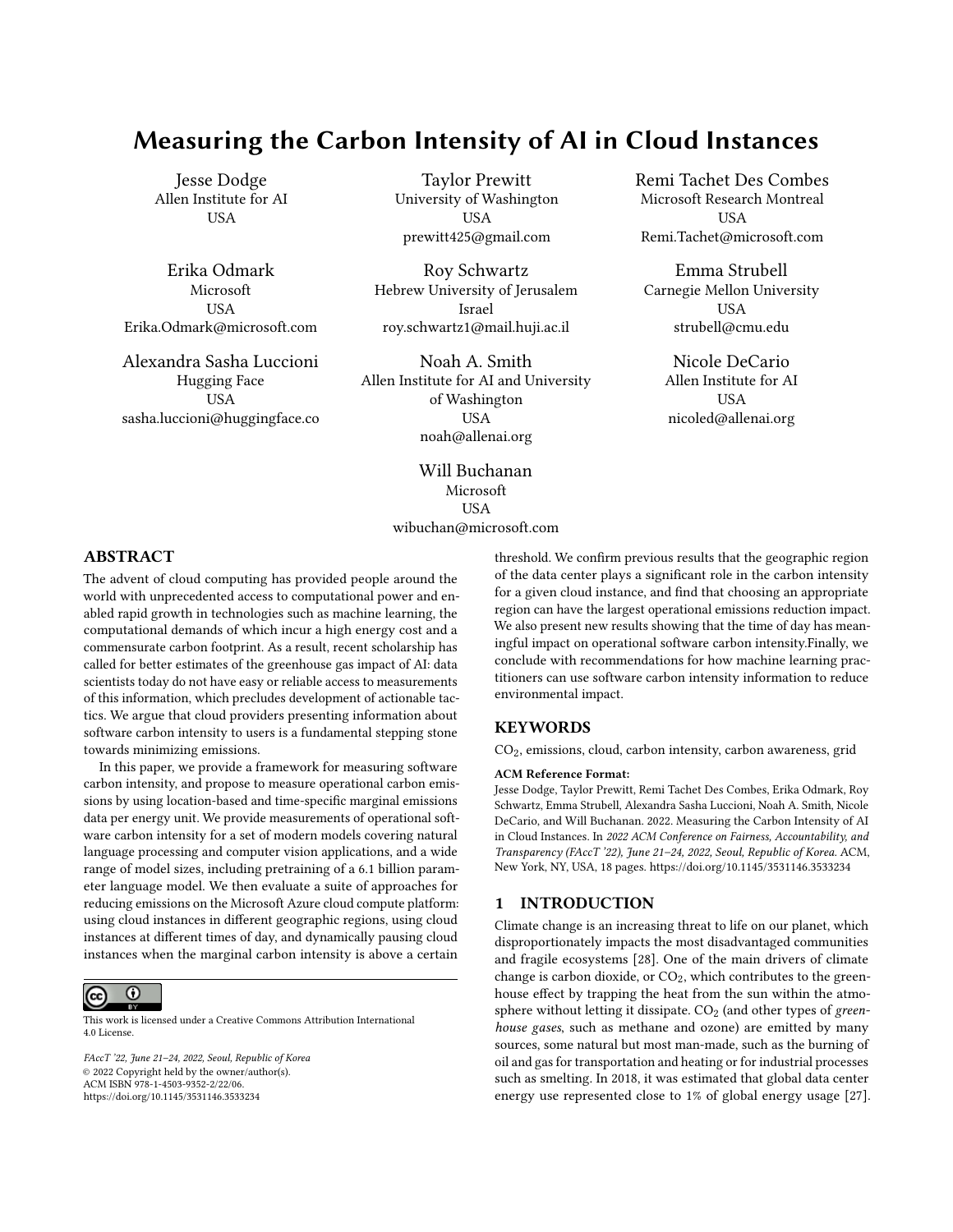# Measuring the Carbon Intensity of AI in Cloud Instances

Jesse Dodge
Allen Institute for AI
USA

Taylor Prewitt
University of Washington
USA
prewitt425@gmail.com

Remi Tachet Des Combes
Microsoft Research Montreal
USA
Remi.Tachet@microsoft.com

Erika Odmark
Microsoft
USA
Erika.Odmark@microsoft.com

Roy Schwartz
Hebrew University of Jerusalem
Israel
roy.schwartz1@mail.huji.ac.il

Emma Strubell
Carnegie Mellon University
USA
strubell@cmu.edu

Alexandra Sasha Luccioni
Hugging Face
USA
sasha.luccioni@huggingface.co

Noah A. Smith
Allen Institute for AI and University of Washington
USA
noah@allenai.org

Nicole DeCario
Allen Institute for AI
USA
nicoled@allenai.org

Will Buchanan
Microsoft
USA
wibuchan@microsoft.com

## ABSTRACT

The advent of cloud computing has provided people around the world with unprecedented access to computational power and enabled rapid growth in technologies such as machine learning, the computational demands of which incur a high energy cost and a commensurate carbon footprint. As a result, recent scholarship has called for better estimates of the greenhouse gas impact of AI: data scientists today do not have easy or reliable access to measurements of this information, which precludes development of actionable tactics. We argue that cloud providers presenting information about software carbon intensity to users is a fundamental stepping stone towards minimizing emissions.

In this paper, we provide a framework for measuring software carbon intensity, and propose to measure operational carbon emissions by using location-based and time-specific marginal emissions data per energy unit. We provide measurements of operational software carbon intensity for a set of modern models covering natural language processing and computer vision applications, and a wide range of model sizes, including pretraining of a 6.1 billion parameter language model. We then evaluate a suite of approaches for reducing emissions on the Microsoft Azure cloud compute platform: using cloud instances in different geographic regions, using cloud instances at different times of day, and dynamically pausing cloud instances when the marginal carbon intensity is above a certain threshold. We confirm previous results that the geographic region of the data center plays a significant role in the carbon intensity for a given cloud instance, and find that choosing an appropriate region can have the largest operational emissions reduction impact. We also present new results showing that the time of day has meaningful impact on operational software carbon intensity.Finally, we conclude with recommendations for how machine learning practitioners can use software carbon intensity information to reduce environmental impact.

## KEYWORDS

$CO_2$, emissions, cloud, carbon intensity, carbon awareness, grid

**ACM Reference Format:**
Jesse Dodge, Taylor Prewitt, Remi Tachet Des Combes, Erika Odmark, Roy Schwartz, Emma Strubell, Alexandra Sasha Luccioni, Noah A. Smith, Nicole DeCario, and Will Buchanan. 2022. Measuring the Carbon Intensity of AI in Cloud Instances. In *2022 ACM Conference on Fairness, Accountability, and Transparency (FAccT '22), June 21–24, 2022, Seoul, Republic of Korea.* ACM, New York, NY, USA, 18 pages. https://doi.org/10.1145/3531146.3533234

This work is licensed under a Creative Commons Attribution International 4.0 License.

*FAccT '22, June 21–24, 2022, Seoul, Republic of Korea*
© 2022 Copyright held by the owner/author(s).
ACM ISBN 978-1-4503-9352-2/22/06.
https://doi.org/10.1145/3531146.3533234

## 1 INTRODUCTION

Climate change is an increasing threat to life on our planet, which disproportionately impacts the most disadvantaged communities and fragile ecosystems [28]. One of the main drivers of climate change is carbon dioxide, or $CO_2$, which contributes to the greenhouse effect by trapping the heat from the sun within the atmosphere without letting it dissipate. $CO_2$ (and other types of *greenhouse gases*, such as methane and ozone) are emitted by many sources, some natural but most man-made, such as the burning of oil and gas for transportation and heating or for industrial processes such as smelting. In 2018, it was estimated that global data center energy use represented close to 1% of global energy usage [27].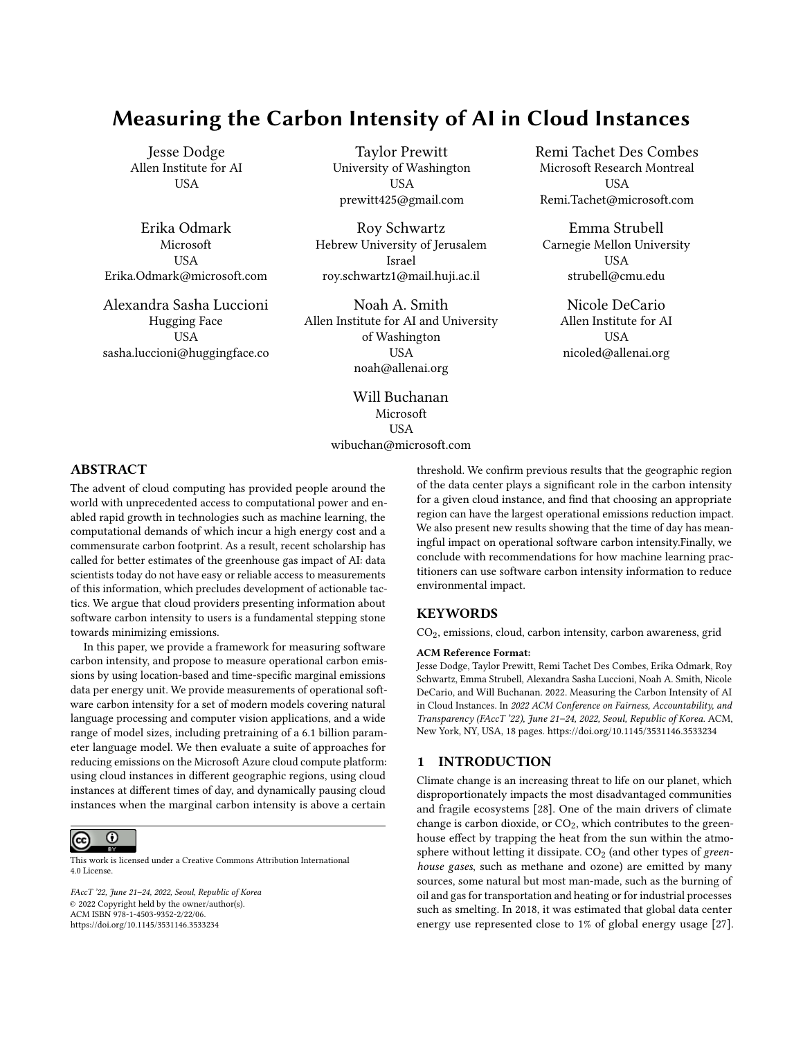# Measuring the Carbon Intensity of AI in Cloud Instances

Jesse Dodge
Allen Institute for AI
USA

Taylor Prewitt
University of Washington
USA
prewitt425@gmail.com

Remi Tachet Des Combes
Microsoft Research Montreal
USA
Remi.Tachet@microsoft.com

Erika Odmark
Microsoft
USA
Erika.Odmark@microsoft.com

Roy Schwartz
Hebrew University of Jerusalem
Israel
roy.schwartz1@mail.huji.ac.il

Emma Strubell
Carnegie Mellon University
USA
strubell@cmu.edu

Alexandra Sasha Luccioni
Hugging Face
USA
sasha.luccioni@huggingface.co

Noah A. Smith
Allen Institute for AI and University of Washington
USA
noah@allenai.org

Nicole DeCario
Allen Institute for AI
USA
nicoled@allenai.org

Will Buchanan
Microsoft
USA
wibuchan@microsoft.com

## ABSTRACT

The advent of cloud computing has provided people around the world with unprecedented access to computational power and enabled rapid growth in technologies such as machine learning, the computational demands of which incur a high energy cost and a commensurate carbon footprint. As a result, recent scholarship has called for better estimates of the greenhouse gas impact of AI: data scientists today do not have easy or reliable access to measurements of this information, which precludes development of actionable tactics. We argue that cloud providers presenting information about software carbon intensity to users is a fundamental stepping stone towards minimizing emissions.

In this paper, we provide a framework for measuring software carbon intensity, and propose to measure operational carbon emissions by using location-based and time-specific marginal emissions data per energy unit. We provide measurements of operational software carbon intensity for a set of modern models covering natural language processing and computer vision applications, and a wide range of model sizes, including pretraining of a 6.1 billion parameter language model. We then evaluate a suite of approaches for reducing emissions on the Microsoft Azure cloud compute platform: using cloud instances in different geographic regions, using cloud instances at different times of day, and dynamically pausing cloud instances when the marginal carbon intensity is above a certain threshold. We confirm previous results that the geographic region of the data center plays a significant role in the carbon intensity for a given cloud instance, and find that choosing an appropriate region can have the largest operational emissions reduction impact. We also present new results showing that the time of day has meaningful impact on operational software carbon intensity.Finally, we conclude with recommendations for how machine learning practitioners can use software carbon intensity information to reduce environmental impact.

## KEYWORDS

$CO_2$, emissions, cloud, carbon intensity, carbon awareness, grid

**ACM Reference Format:**
Jesse Dodge, Taylor Prewitt, Remi Tachet Des Combes, Erika Odmark, Roy Schwartz, Emma Strubell, Alexandra Sasha Luccioni, Noah A. Smith, Nicole DeCario, and Will Buchanan. 2022. Measuring the Carbon Intensity of AI in Cloud Instances. In *2022 ACM Conference on Fairness, Accountability, and Transparency (FAccT '22), June 21–24, 2022, Seoul, Republic of Korea.* ACM, New York, NY, USA, 18 pages. https://doi.org/10.1145/3531146.3533234

This work is licensed under a Creative Commons Attribution International 4.0 License.

*FAccT '22, June 21–24, 2022, Seoul, Republic of Korea*
© 2022 Copyright held by the owner/author(s).
ACM ISBN 978-1-4503-9352-2/22/06.
https://doi.org/10.1145/3531146.3533234

## 1 INTRODUCTION

Climate change is an increasing threat to life on our planet, which disproportionately impacts the most disadvantaged communities and fragile ecosystems [28]. One of the main drivers of climate change is carbon dioxide, or $CO_2$, which contributes to the greenhouse effect by trapping the heat from the sun within the atmosphere without letting it dissipate. $CO_2$ (and other types of *greenhouse gases*, such as methane and ozone) are emitted by many sources, some natural but most man-made, such as the burning of oil and gas for transportation and heating or for industrial processes such as smelting. In 2018, it was estimated that global data center energy use represented close to 1% of global energy usage [27].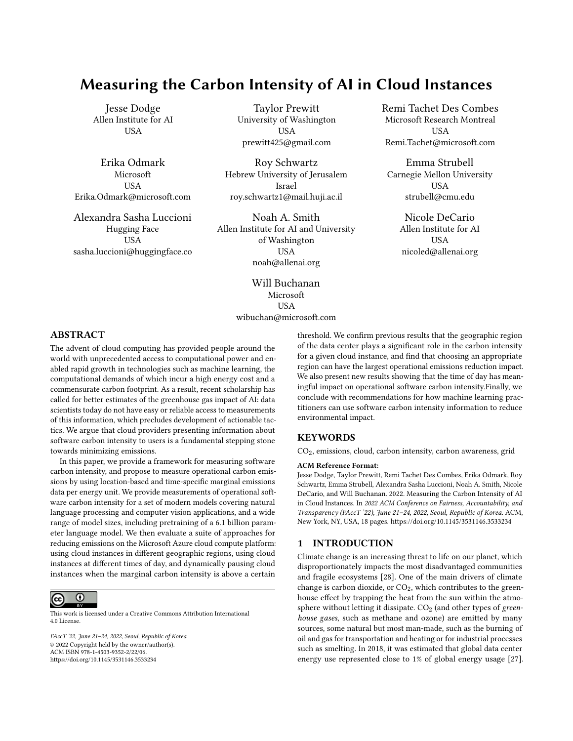# Measuring the Carbon Intensity of AI in Cloud Instances

Jesse Dodge
Allen Institute for AI
USA

Taylor Prewitt
University of Washington
USA
prewitt425@gmail.com

Remi Tachet Des Combes
Microsoft Research Montreal
USA
Remi.Tachet@microsoft.com

Erika Odmark
Microsoft
USA
Erika.Odmark@microsoft.com

Roy Schwartz
Hebrew University of Jerusalem
Israel
roy.schwartz1@mail.huji.ac.il

Emma Strubell
Carnegie Mellon University
USA
strubell@cmu.edu

Alexandra Sasha Luccioni
Hugging Face
USA
sasha.luccioni@huggingface.co

Noah A. Smith
Allen Institute for AI and University of Washington
USA
noah@allenai.org

Nicole DeCario
Allen Institute for AI
USA
nicoled@allenai.org

Will Buchanan
Microsoft
USA
wibuchan@microsoft.com

## ABSTRACT

The advent of cloud computing has provided people around the world with unprecedented access to computational power and enabled rapid growth in technologies such as machine learning, the computational demands of which incur a high energy cost and a commensurate carbon footprint. As a result, recent scholarship has called for better estimates of the greenhouse gas impact of AI: data scientists today do not have easy or reliable access to measurements of this information, which precludes development of actionable tactics. We argue that cloud providers presenting information about software carbon intensity to users is a fundamental stepping stone towards minimizing emissions.

In this paper, we provide a framework for measuring software carbon intensity, and propose to measure operational carbon emissions by using location-based and time-specific marginal emissions data per energy unit. We provide measurements of operational software carbon intensity for a set of modern models covering natural language processing and computer vision applications, and a wide range of model sizes, including pretraining of a 6.1 billion parameter language model. We then evaluate a suite of approaches for reducing emissions on the Microsoft Azure cloud compute platform: using cloud instances in different geographic regions, using cloud instances at different times of day, and dynamically pausing cloud instances when the marginal carbon intensity is above a certain threshold. We confirm previous results that the geographic region of the data center plays a significant role in the carbon intensity for a given cloud instance, and find that choosing an appropriate region can have the largest operational emissions reduction impact. We also present new results showing that the time of day has meaningful impact on operational software carbon intensity.Finally, we conclude with recommendations for how machine learning practitioners can use software carbon intensity information to reduce environmental impact.

This work is licensed under a Creative Commons Attribution International 4.0 License.

*FAccT '22, June 21–24, 2022, Seoul, Republic of Korea*
© 2022 Copyright held by the owner/author(s).
ACM ISBN 978-1-4503-9352-2/22/06.
https://doi.org/10.1145/3531146.3533234

## KEYWORDS

$CO_2$, emissions, cloud, carbon intensity, carbon awareness, grid

**ACM Reference Format:**
Jesse Dodge, Taylor Prewitt, Remi Tachet Des Combes, Erika Odmark, Roy Schwartz, Emma Strubell, Alexandra Sasha Luccioni, Noah A. Smith, Nicole DeCario, and Will Buchanan. 2022. Measuring the Carbon Intensity of AI in Cloud Instances. In *2022 ACM Conference on Fairness, Accountability, and Transparency (FAccT '22), June 21–24, 2022, Seoul, Republic of Korea.* ACM, New York, NY, USA, 18 pages. https://doi.org/10.1145/3531146.3533234

## 1 INTRODUCTION

Climate change is an increasing threat to life on our planet, which disproportionately impacts the most disadvantaged communities and fragile ecosystems [28]. One of the main drivers of climate change is carbon dioxide, or $CO_2$, which contributes to the greenhouse effect by trapping the heat from the sun within the atmosphere without letting it dissipate. $CO_2$ (and other types of *greenhouse gases*, such as methane and ozone) are emitted by many sources, some natural but most man-made, such as the burning of oil and gas for transportation and heating or for industrial processes such as smelting. In 2018, it was estimated that global data center energy use represented close to 1% of global energy usage [27].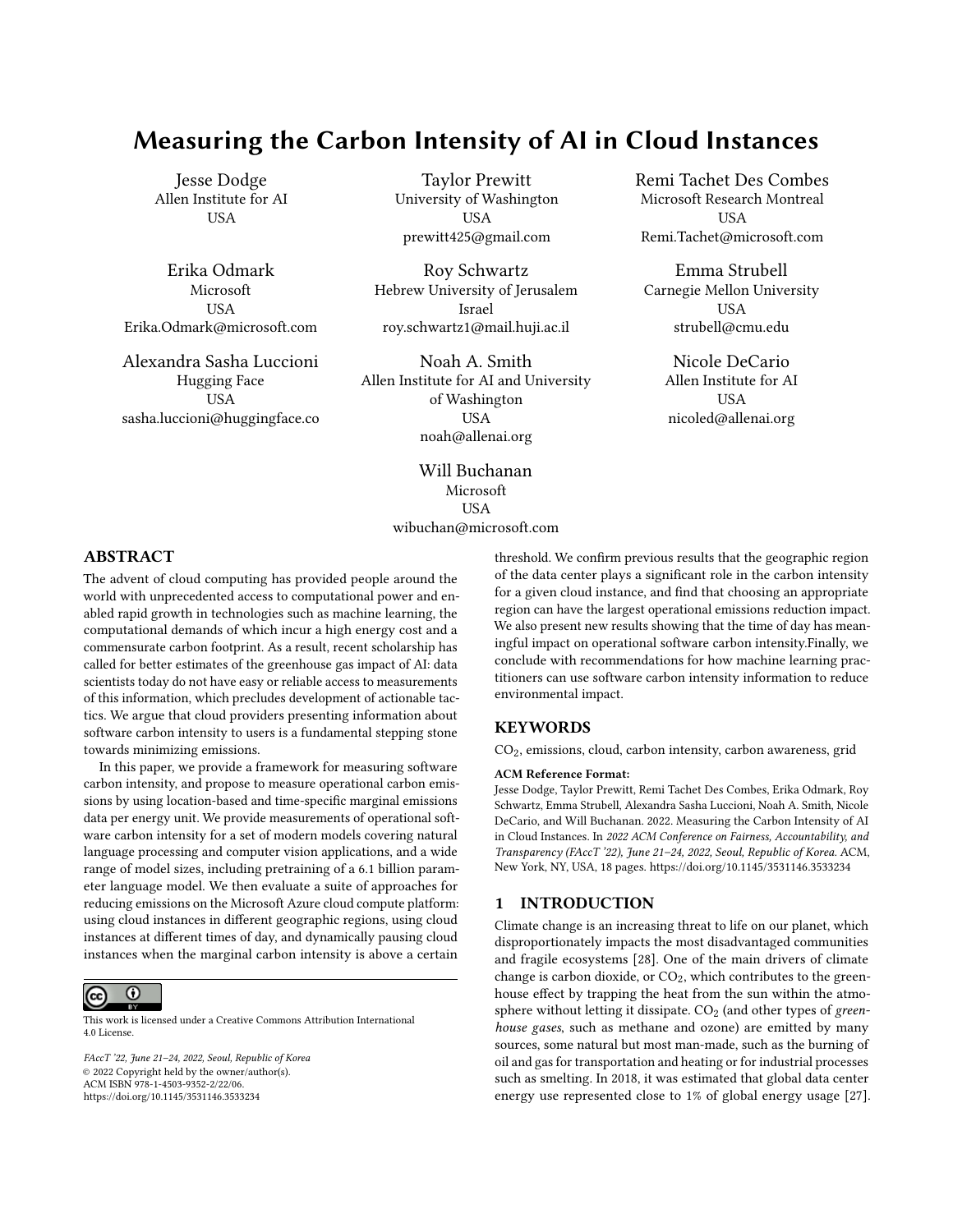# Measuring the Carbon Intensity of AI in Cloud Instances

Jesse Dodge
Allen Institute for AI
USA

Taylor Prewitt
University of Washington
USA
prewitt425@gmail.com

Remi Tachet Des Combes
Microsoft Research Montreal
USA
Remi.Tachet@microsoft.com

Erika Odmark
Microsoft
USA
Erika.Odmark@microsoft.com

Roy Schwartz
Hebrew University of Jerusalem
Israel
roy.schwartz1@mail.huji.ac.il

Emma Strubell
Carnegie Mellon University
USA
strubell@cmu.edu

Alexandra Sasha Luccioni
Hugging Face
USA
sasha.luccioni@huggingface.co

Noah A. Smith
Allen Institute for AI and University of Washington
USA
noah@allenai.org

Nicole DeCario
Allen Institute for AI
USA
nicoled@allenai.org

Will Buchanan
Microsoft
USA
wibuchan@microsoft.com

## ABSTRACT

The advent of cloud computing has provided people around the world with unprecedented access to computational power and enabled rapid growth in technologies such as machine learning, the computational demands of which incur a high energy cost and a commensurate carbon footprint. As a result, recent scholarship has called for better estimates of the greenhouse gas impact of AI: data scientists today do not have easy or reliable access to measurements of this information, which precludes development of actionable tactics. We argue that cloud providers presenting information about software carbon intensity to users is a fundamental stepping stone towards minimizing emissions.

In this paper, we provide a framework for measuring software carbon intensity, and propose to measure operational carbon emissions by using location-based and time-specific marginal emissions data per energy unit. We provide measurements of operational software carbon intensity for a set of modern models covering natural language processing and computer vision applications, and a wide range of model sizes, including pretraining of a 6.1 billion parameter language model. We then evaluate a suite of approaches for reducing emissions on the Microsoft Azure cloud compute platform: using cloud instances in different geographic regions, using cloud instances at different times of day, and dynamically pausing cloud instances when the marginal carbon intensity is above a certain threshold. We confirm previous results that the geographic region of the data center plays a significant role in the carbon intensity for a given cloud instance, and find that choosing an appropriate region can have the largest operational emissions reduction impact. We also present new results showing that the time of day has meaningful impact on operational software carbon intensity.Finally, we conclude with recommendations for how machine learning practitioners can use software carbon intensity information to reduce environmental impact.

This work is licensed under a Creative Commons Attribution International 4.0 License.

FAccT '22, June 21–24, 2022, Seoul, Republic of Korea
© 2022 Copyright held by the owner/author(s).
ACM ISBN 978-1-4503-9352-2/22/06.
https://doi.org/10.1145/3531146.3533234

## KEYWORDS

$CO_2$, emissions, cloud, carbon intensity, carbon awareness, grid

**ACM Reference Format:**
Jesse Dodge, Taylor Prewitt, Remi Tachet Des Combes, Erika Odmark, Roy Schwartz, Emma Strubell, Alexandra Sasha Luccioni, Noah A. Smith, Nicole DeCario, and Will Buchanan. 2022. Measuring the Carbon Intensity of AI in Cloud Instances. In *2022 ACM Conference on Fairness, Accountability, and Transparency (FAccT '22), June 21–24, 2022, Seoul, Republic of Korea.* ACM, New York, NY, USA, 18 pages. https://doi.org/10.1145/3531146.3533234

## 1 INTRODUCTION

Climate change is an increasing threat to life on our planet, which disproportionately impacts the most disadvantaged communities and fragile ecosystems [28]. One of the main drivers of climate change is carbon dioxide, or $CO_2$, which contributes to the greenhouse effect by trapping the heat from the sun within the atmosphere without letting it dissipate. $CO_2$ (and other types of *greenhouse gases*, such as methane and ozone) are emitted by many sources, some natural but most man-made, such as the burning of oil and gas for transportation and heating or for industrial processes such as smelting. In 2018, it was estimated that global data center energy use represented close to 1% of global energy usage [27].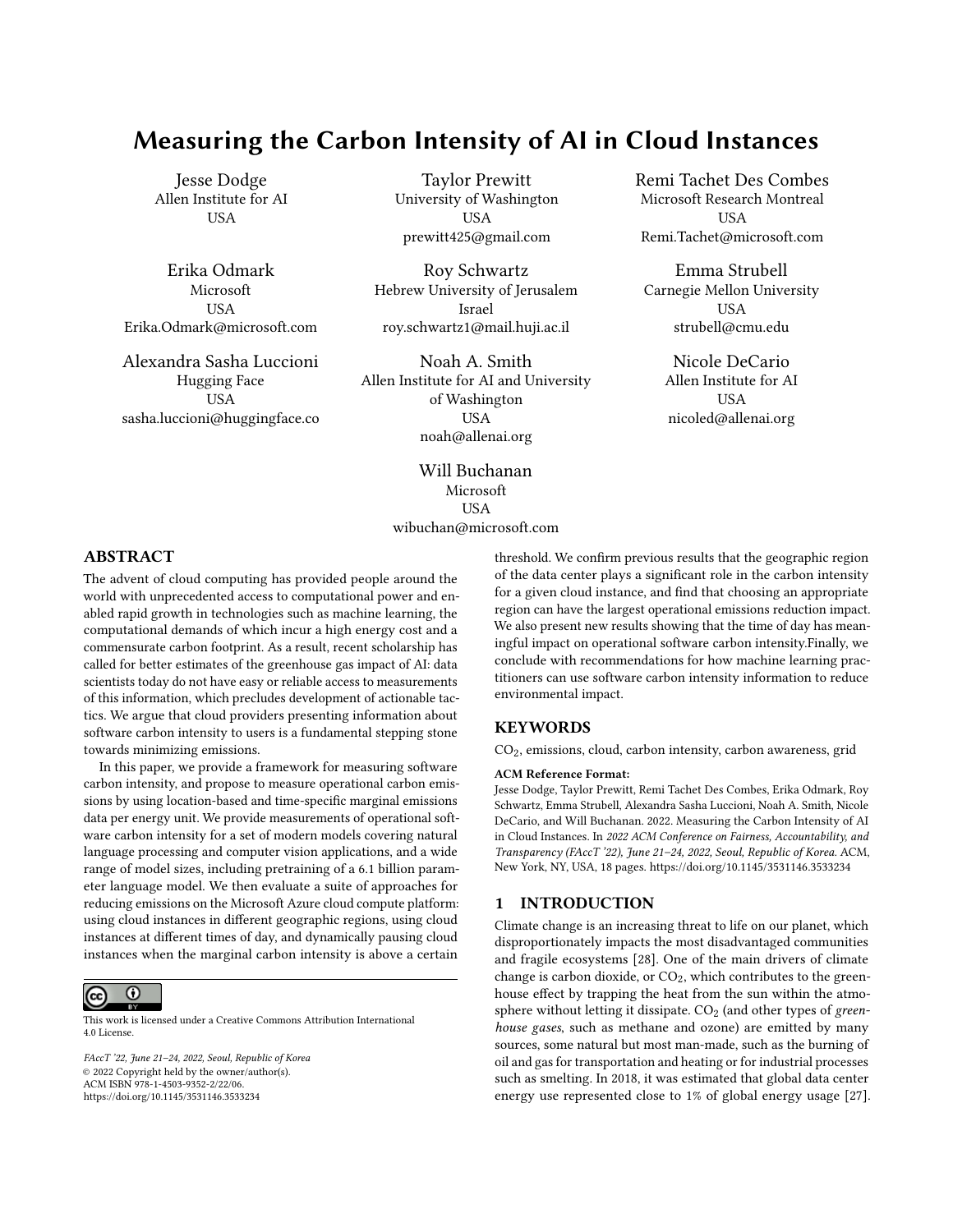# Measuring the Carbon Intensity of AI in Cloud Instances

Jesse Dodge
Allen Institute for AI
USA

Taylor Prewitt
University of Washington
USA
prewitt425@gmail.com

Remi Tachet Des Combes
Microsoft Research Montreal
USA
Remi.Tachet@microsoft.com

Erika Odmark
Microsoft
USA
Erika.Odmark@microsoft.com

Roy Schwartz
Hebrew University of Jerusalem
Israel
roy.schwartz1@mail.huji.ac.il

Emma Strubell
Carnegie Mellon University
USA
strubell@cmu.edu

Alexandra Sasha Luccioni
Hugging Face
USA
sasha.luccioni@huggingface.co

Noah A. Smith
Allen Institute for AI and University of Washington
USA
noah@allenai.org

Nicole DeCario
Allen Institute for AI
USA
nicoled@allenai.org

Will Buchanan
Microsoft
USA
wibuchan@microsoft.com

## ABSTRACT

The advent of cloud computing has provided people around the world with unprecedented access to computational power and enabled rapid growth in technologies such as machine learning, the computational demands of which incur a high energy cost and a commensurate carbon footprint. As a result, recent scholarship has called for better estimates of the greenhouse gas impact of AI: data scientists today do not have easy or reliable access to measurements of this information, which precludes development of actionable tactics. We argue that cloud providers presenting information about software carbon intensity to users is a fundamental stepping stone towards minimizing emissions.

In this paper, we provide a framework for measuring software carbon intensity, and propose to measure operational carbon emissions by using location-based and time-specific marginal emissions data per energy unit. We provide measurements of operational software carbon intensity for a set of modern models covering natural language processing and computer vision applications, and a wide range of model sizes, including pretraining of a 6.1 billion parameter language model. We then evaluate a suite of approaches for reducing emissions on the Microsoft Azure cloud compute platform: using cloud instances in different geographic regions, using cloud instances at different times of day, and dynamically pausing cloud instances when the marginal carbon intensity is above a certain threshold. We confirm previous results that the geographic region of the data center plays a significant role in the carbon intensity for a given cloud instance, and find that choosing an appropriate region can have the largest operational emissions reduction impact. We also present new results showing that the time of day has meaningful impact on operational software carbon intensity.Finally, we conclude with recommendations for how machine learning practitioners can use software carbon intensity information to reduce environmental impact.

## KEYWORDS

$CO_2$, emissions, cloud, carbon intensity, carbon awareness, grid

**ACM Reference Format:**
Jesse Dodge, Taylor Prewitt, Remi Tachet Des Combes, Erika Odmark, Roy Schwartz, Emma Strubell, Alexandra Sasha Luccioni, Noah A. Smith, Nicole DeCario, and Will Buchanan. 2022. Measuring the Carbon Intensity of AI in Cloud Instances. In *2022 ACM Conference on Fairness, Accountability, and Transparency (FAccT '22), June 21–24, 2022, Seoul, Republic of Korea.* ACM, New York, NY, USA, 18 pages. https://doi.org/10.1145/3531146.3533234

This work is licensed under a Creative Commons Attribution International 4.0 License.

*FAccT '22, June 21–24, 2022, Seoul, Republic of Korea*
© 2022 Copyright held by the owner/author(s).
ACM ISBN 978-1-4503-9352-2/22/06.
https://doi.org/10.1145/3531146.3533234

## 1 INTRODUCTION

Climate change is an increasing threat to life on our planet, which disproportionately impacts the most disadvantaged communities and fragile ecosystems [28]. One of the main drivers of climate change is carbon dioxide, or $CO_2$, which contributes to the greenhouse effect by trapping the heat from the sun within the atmosphere without letting it dissipate. $CO_2$ (and other types of *greenhouse gases*, such as methane and ozone) are emitted by many sources, some natural but most man-made, such as the burning of oil and gas for transportation and heating or for industrial processes such as smelting. In 2018, it was estimated that global data center energy use represented close to 1% of global energy usage [27].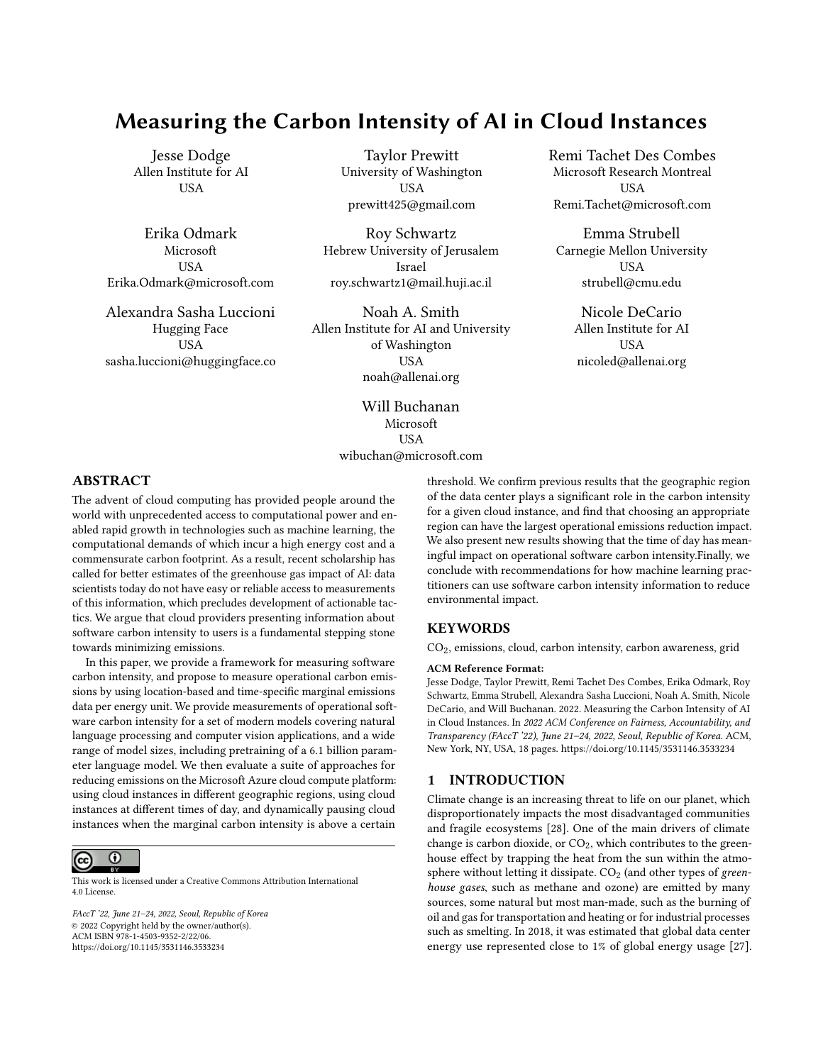# Measuring the Carbon Intensity of AI in Cloud Instances

Jesse Dodge
Allen Institute for AI
USA

Taylor Prewitt
University of Washington
USA
prewitt425@gmail.com

Remi Tachet Des Combes
Microsoft Research Montreal
USA
Remi.Tachet@microsoft.com

Erika Odmark
Microsoft
USA
Erika.Odmark@microsoft.com

Roy Schwartz
Hebrew University of Jerusalem
Israel
roy.schwartz1@mail.huji.ac.il

Emma Strubell
Carnegie Mellon University
USA
strubell@cmu.edu

Alexandra Sasha Luccioni
Hugging Face
USA
sasha.luccioni@huggingface.co

Noah A. Smith
Allen Institute for AI and University of Washington
USA
noah@allenai.org

Nicole DeCario
Allen Institute for AI
USA
nicoled@allenai.org

Will Buchanan
Microsoft
USA
wibuchan@microsoft.com

## ABSTRACT

The advent of cloud computing has provided people around the world with unprecedented access to computational power and enabled rapid growth in technologies such as machine learning, the computational demands of which incur a high energy cost and a commensurate carbon footprint. As a result, recent scholarship has called for better estimates of the greenhouse gas impact of AI: data scientists today do not have easy or reliable access to measurements of this information, which precludes development of actionable tactics. We argue that cloud providers presenting information about software carbon intensity to users is a fundamental stepping stone towards minimizing emissions.

In this paper, we provide a framework for measuring software carbon intensity, and propose to measure operational carbon emissions by using location-based and time-specific marginal emissions data per energy unit. We provide measurements of operational software carbon intensity for a set of modern models covering natural language processing and computer vision applications, and a wide range of model sizes, including pretraining of a 6.1 billion parameter language model. We then evaluate a suite of approaches for reducing emissions on the Microsoft Azure cloud compute platform: using cloud instances in different geographic regions, using cloud instances at different times of day, and dynamically pausing cloud instances when the marginal carbon intensity is above a certain threshold. We confirm previous results that the geographic region of the data center plays a significant role in the carbon intensity for a given cloud instance, and find that choosing an appropriate region can have the largest operational emissions reduction impact. We also present new results showing that the time of day has meaningful impact on operational software carbon intensity.Finally, we conclude with recommendations for how machine learning practitioners can use software carbon intensity information to reduce environmental impact.

This work is licensed under a Creative Commons Attribution International 4.0 License.

*FAccT '22, June 21–24, 2022, Seoul, Republic of Korea*
© 2022 Copyright held by the owner/author(s).
ACM ISBN 978-1-4503-9352-2/22/06.
https://doi.org/10.1145/3531146.3533234

## KEYWORDS

$CO_2$, emissions, cloud, carbon intensity, carbon awareness, grid

**ACM Reference Format:**
Jesse Dodge, Taylor Prewitt, Remi Tachet Des Combes, Erika Odmark, Roy Schwartz, Emma Strubell, Alexandra Sasha Luccioni, Noah A. Smith, Nicole DeCario, and Will Buchanan. 2022. Measuring the Carbon Intensity of AI in Cloud Instances. In *2022 ACM Conference on Fairness, Accountability, and Transparency (FAccT '22), June 21–24, 2022, Seoul, Republic of Korea.* ACM, New York, NY, USA, 18 pages. https://doi.org/10.1145/3531146.3533234

## 1 INTRODUCTION

Climate change is an increasing threat to life on our planet, which disproportionately impacts the most disadvantaged communities and fragile ecosystems [28]. One of the main drivers of climate change is carbon dioxide, or $CO_2$, which contributes to the greenhouse effect by trapping the heat from the sun within the atmosphere without letting it dissipate. $CO_2$ (and other types of *greenhouse gases*, such as methane and ozone) are emitted by many sources, some natural but most man-made, such as the burning of oil and gas for transportation and heating or for industrial processes such as smelting. In 2018, it was estimated that global data center energy use represented close to 1% of global energy usage [27].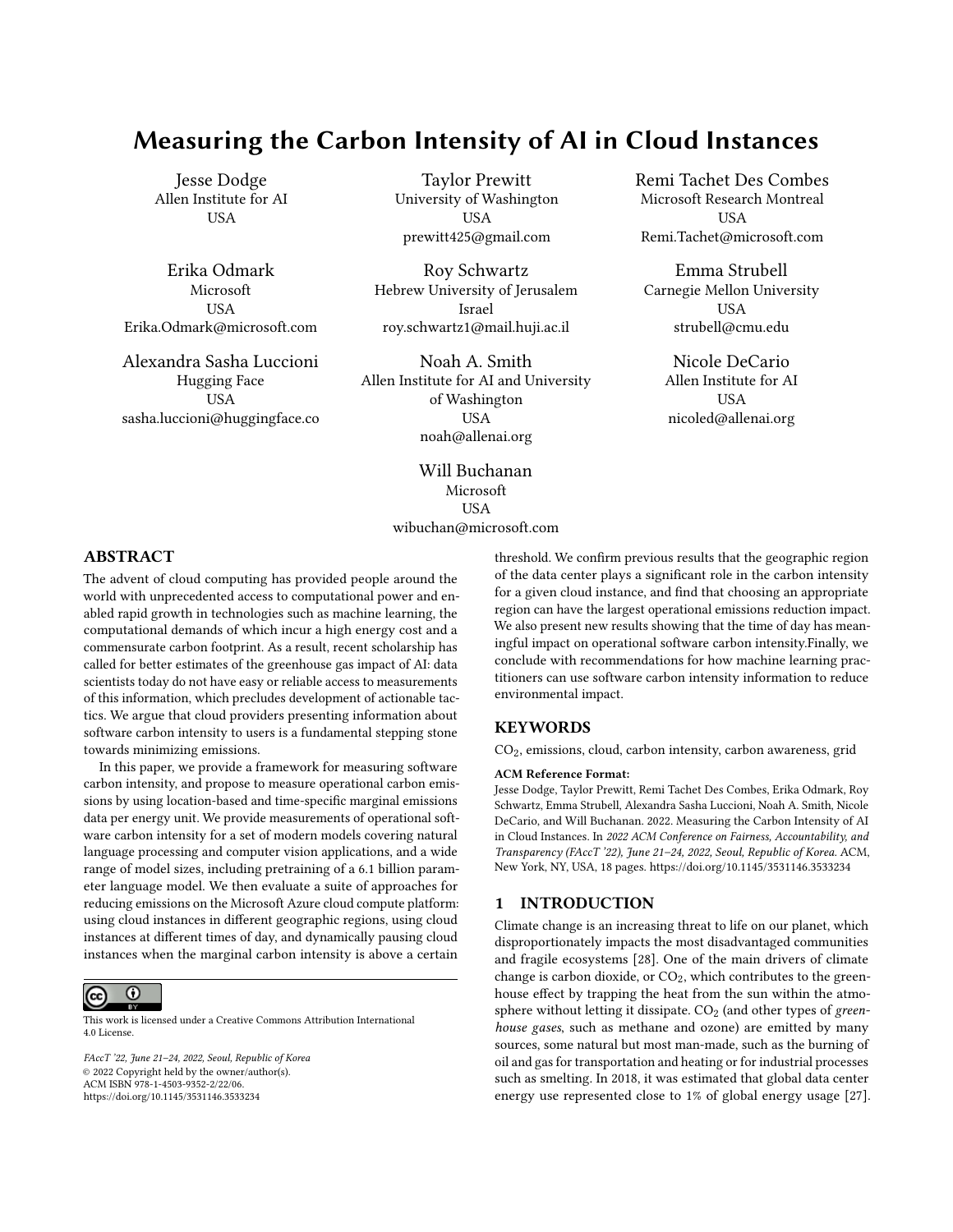# Measuring the Carbon Intensity of AI in Cloud Instances

Jesse Dodge
Allen Institute for AI
USA

Taylor Prewitt
University of Washington
USA
prewitt425@gmail.com

Remi Tachet Des Combes
Microsoft Research Montreal
USA
Remi.Tachet@microsoft.com

Erika Odmark
Microsoft
USA
Erika.Odmark@microsoft.com

Roy Schwartz
Hebrew University of Jerusalem
Israel
roy.schwartz1@mail.huji.ac.il

Emma Strubell
Carnegie Mellon University
USA
strubell@cmu.edu

Alexandra Sasha Luccioni
Hugging Face
USA
sasha.luccioni@huggingface.co

Noah A. Smith
Allen Institute for AI and University of Washington
USA
noah@allenai.org

Nicole DeCario
Allen Institute for AI
USA
nicoled@allenai.org

Will Buchanan
Microsoft
USA
wibuchan@microsoft.com

## ABSTRACT

The advent of cloud computing has provided people around the world with unprecedented access to computational power and enabled rapid growth in technologies such as machine learning, the computational demands of which incur a high energy cost and a commensurate carbon footprint. As a result, recent scholarship has called for better estimates of the greenhouse gas impact of AI: data scientists today do not have easy or reliable access to measurements of this information, which precludes development of actionable tactics. We argue that cloud providers presenting information about software carbon intensity to users is a fundamental stepping stone towards minimizing emissions.

In this paper, we provide a framework for measuring software carbon intensity, and propose to measure operational carbon emissions by using location-based and time-specific marginal emissions data per energy unit. We provide measurements of operational software carbon intensity for a set of modern models covering natural language processing and computer vision applications, and a wide range of model sizes, including pretraining of a 6.1 billion parameter language model. We then evaluate a suite of approaches for reducing emissions on the Microsoft Azure cloud compute platform: using cloud instances in different geographic regions, using cloud instances at different times of day, and dynamically pausing cloud instances when the marginal carbon intensity is above a certain threshold. We confirm previous results that the geographic region of the data center plays a significant role in the carbon intensity for a given cloud instance, and find that choosing an appropriate region can have the largest operational emissions reduction impact. We also present new results showing that the time of day has meaningful impact on operational software carbon intensity.Finally, we conclude with recommendations for how machine learning practitioners can use software carbon intensity information to reduce environmental impact.

## KEYWORDS

$CO_2$, emissions, cloud, carbon intensity, carbon awareness, grid

**ACM Reference Format:**
Jesse Dodge, Taylor Prewitt, Remi Tachet Des Combes, Erika Odmark, Roy Schwartz, Emma Strubell, Alexandra Sasha Luccioni, Noah A. Smith, Nicole DeCario, and Will Buchanan. 2022. Measuring the Carbon Intensity of AI in Cloud Instances. In *2022 ACM Conference on Fairness, Accountability, and Transparency (FAccT '22), June 21–24, 2022, Seoul, Republic of Korea.* ACM, New York, NY, USA, 18 pages. https://doi.org/10.1145/3531146.3533234

This work is licensed under a Creative Commons Attribution International 4.0 License.

*FAccT '22, June 21–24, 2022, Seoul, Republic of Korea*
© 2022 Copyright held by the owner/author(s).
ACM ISBN 978-1-4503-9352-2/22/06.
https://doi.org/10.1145/3531146.3533234

## 1 INTRODUCTION

Climate change is an increasing threat to life on our planet, which disproportionately impacts the most disadvantaged communities and fragile ecosystems [28]. One of the main drivers of climate change is carbon dioxide, or $CO_2$, which contributes to the greenhouse effect by trapping the heat from the sun within the atmosphere without letting it dissipate. $CO_2$ (and other types of *greenhouse gases*, such as methane and ozone) are emitted by many sources, some natural but most man-made, such as the burning of oil and gas for transportation and heating or for industrial processes such as smelting. In 2018, it was estimated that global data center energy use represented close to 1% of global energy usage [27].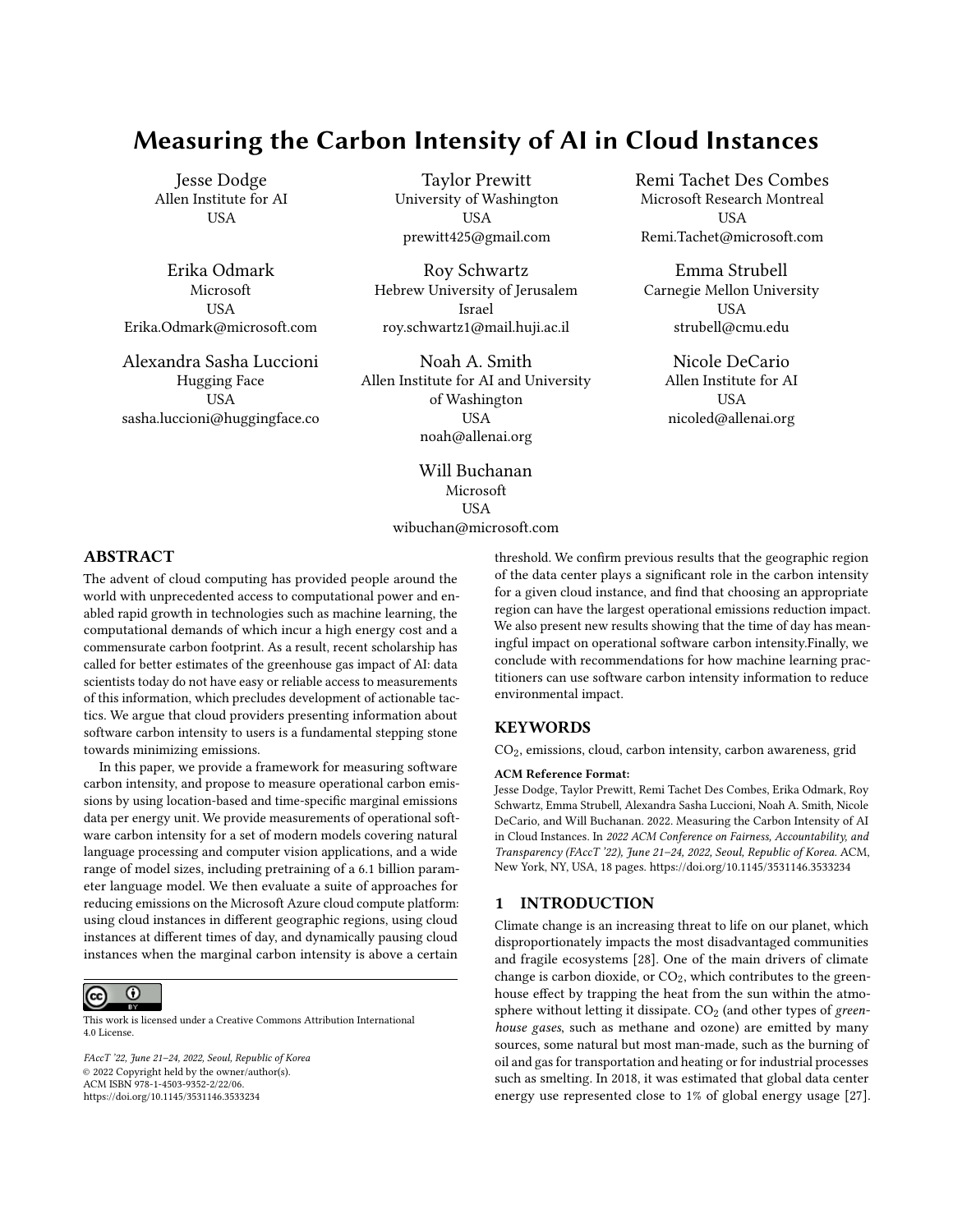# Measuring the Carbon Intensity of AI in Cloud Instances

Jesse Dodge
Allen Institute for AI
USA

Taylor Prewitt
University of Washington
USA
prewitt425@gmail.com

Remi Tachet Des Combes
Microsoft Research Montreal
USA
Remi.Tachet@microsoft.com

Erika Odmark
Microsoft
USA
Erika.Odmark@microsoft.com

Roy Schwartz
Hebrew University of Jerusalem
Israel
roy.schwartz1@mail.huji.ac.il

Emma Strubell
Carnegie Mellon University
USA
strubell@cmu.edu

Alexandra Sasha Luccioni
Hugging Face
USA
sasha.luccioni@huggingface.co

Noah A. Smith
Allen Institute for AI and University of Washington
USA
noah@allenai.org

Nicole DeCario
Allen Institute for AI
USA
nicoled@allenai.org

Will Buchanan
Microsoft
USA
wibuchan@microsoft.com

## ABSTRACT

The advent of cloud computing has provided people around the world with unprecedented access to computational power and enabled rapid growth in technologies such as machine learning, the computational demands of which incur a high energy cost and a commensurate carbon footprint. As a result, recent scholarship has called for better estimates of the greenhouse gas impact of AI: data scientists today do not have easy or reliable access to measurements of this information, which precludes development of actionable tactics. We argue that cloud providers presenting information about software carbon intensity to users is a fundamental stepping stone towards minimizing emissions.

In this paper, we provide a framework for measuring software carbon intensity, and propose to measure operational carbon emissions by using location-based and time-specific marginal emissions data per energy unit. We provide measurements of operational software carbon intensity for a set of modern models covering natural language processing and computer vision applications, and a wide range of model sizes, including pretraining of a 6.1 billion parameter language model. We then evaluate a suite of approaches for reducing emissions on the Microsoft Azure cloud compute platform: using cloud instances in different geographic regions, using cloud instances at different times of day, and dynamically pausing cloud instances when the marginal carbon intensity is above a certain threshold. We confirm previous results that the geographic region of the data center plays a significant role in the carbon intensity for a given cloud instance, and find that choosing an appropriate region can have the largest operational emissions reduction impact. We also present new results showing that the time of day has meaningful impact on operational software carbon intensity.Finally, we conclude with recommendations for how machine learning practitioners can use software carbon intensity information to reduce environmental impact.

This work is licensed under a Creative Commons Attribution International 4.0 License.

*FAccT '22, June 21–24, 2022, Seoul, Republic of Korea*
© 2022 Copyright held by the owner/author(s).
ACM ISBN 978-1-4503-9352-2/22/06.
https://doi.org/10.1145/3531146.3533234

## KEYWORDS

$CO_2$, emissions, cloud, carbon intensity, carbon awareness, grid

**ACM Reference Format:**
Jesse Dodge, Taylor Prewitt, Remi Tachet Des Combes, Erika Odmark, Roy Schwartz, Emma Strubell, Alexandra Sasha Luccioni, Noah A. Smith, Nicole DeCario, and Will Buchanan. 2022. Measuring the Carbon Intensity of AI in Cloud Instances. In *2022 ACM Conference on Fairness, Accountability, and Transparency (FAccT '22), June 21–24, 2022, Seoul, Republic of Korea.* ACM, New York, NY, USA, 18 pages. https://doi.org/10.1145/3531146.3533234

## 1 INTRODUCTION

Climate change is an increasing threat to life on our planet, which disproportionately impacts the most disadvantaged communities and fragile ecosystems [28]. One of the main drivers of climate change is carbon dioxide, or $CO_2$, which contributes to the greenhouse effect by trapping the heat from the sun within the atmosphere without letting it dissipate. $CO_2$ (and other types of *greenhouse gases*, such as methane and ozone) are emitted by many sources, some natural but most man-made, such as the burning of oil and gas for transportation and heating or for industrial processes such as smelting. In 2018, it was estimated that global data center energy use represented close to 1% of global energy usage [27].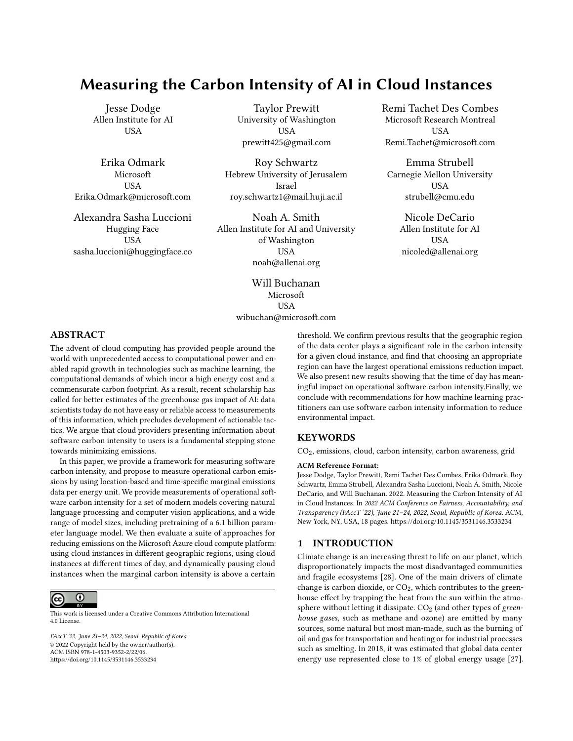# Measuring the Carbon Intensity of AI in Cloud Instances

Jesse Dodge
Allen Institute for AI
USA

Taylor Prewitt
University of Washington
USA
prewitt425@gmail.com

Remi Tachet Des Combes
Microsoft Research Montreal
USA
Remi.Tachet@microsoft.com

Erika Odmark
Microsoft
USA
Erika.Odmark@microsoft.com

Roy Schwartz
Hebrew University of Jerusalem
Israel
roy.schwartz1@mail.huji.ac.il

Emma Strubell
Carnegie Mellon University
USA
strubell@cmu.edu

Alexandra Sasha Luccioni
Hugging Face
USA
sasha.luccioni@huggingface.co

Noah A. Smith
Allen Institute for AI and University of Washington
USA
noah@allenai.org

Nicole DeCario
Allen Institute for AI
USA
nicoled@allenai.org

Will Buchanan
Microsoft
USA
wibuchan@microsoft.com

## ABSTRACT

The advent of cloud computing has provided people around the world with unprecedented access to computational power and enabled rapid growth in technologies such as machine learning, the computational demands of which incur a high energy cost and a commensurate carbon footprint. As a result, recent scholarship has called for better estimates of the greenhouse gas impact of AI: data scientists today do not have easy or reliable access to measurements of this information, which precludes development of actionable tactics. We argue that cloud providers presenting information about software carbon intensity to users is a fundamental stepping stone towards minimizing emissions.

In this paper, we provide a framework for measuring software carbon intensity, and propose to measure operational carbon emissions by using location-based and time-specific marginal emissions data per energy unit. We provide measurements of operational software carbon intensity for a set of modern models covering natural language processing and computer vision applications, and a wide range of model sizes, including pretraining of a 6.1 billion parameter language model. We then evaluate a suite of approaches for reducing emissions on the Microsoft Azure cloud compute platform: using cloud instances in different geographic regions, using cloud instances at different times of day, and dynamically pausing cloud instances when the marginal carbon intensity is above a certain threshold. We confirm previous results that the geographic region of the data center plays a significant role in the carbon intensity for a given cloud instance, and find that choosing an appropriate region can have the largest operational emissions reduction impact. We also present new results showing that the time of day has meaningful impact on operational software carbon intensity.Finally, we conclude with recommendations for how machine learning practitioners can use software carbon intensity information to reduce environmental impact.

## KEYWORDS

$CO_2$, emissions, cloud, carbon intensity, carbon awareness, grid

**ACM Reference Format:**
Jesse Dodge, Taylor Prewitt, Remi Tachet Des Combes, Erika Odmark, Roy Schwartz, Emma Strubell, Alexandra Sasha Luccioni, Noah A. Smith, Nicole DeCario, and Will Buchanan. 2022. Measuring the Carbon Intensity of AI in Cloud Instances. In *2022 ACM Conference on Fairness, Accountability, and Transparency (FAccT '22), June 21–24, 2022, Seoul, Republic of Korea.* ACM, New York, NY, USA, 18 pages. https://doi.org/10.1145/3531146.3533234

This work is licensed under a Creative Commons Attribution International 4.0 License.

*FAccT '22, June 21–24, 2022, Seoul, Republic of Korea*
© 2022 Copyright held by the owner/author(s).
ACM ISBN 978-1-4503-9352-2/22/06.
https://doi.org/10.1145/3531146.3533234

## 1 INTRODUCTION

Climate change is an increasing threat to life on our planet, which disproportionately impacts the most disadvantaged communities and fragile ecosystems [28]. One of the main drivers of climate change is carbon dioxide, or $CO_2$, which contributes to the greenhouse effect by trapping the heat from the sun within the atmosphere without letting it dissipate. $CO_2$ (and other types of *greenhouse gases*, such as methane and ozone) are emitted by many sources, some natural but most man-made, such as the burning of oil and gas for transportation and heating or for industrial processes such as smelting. In 2018, it was estimated that global data center energy use represented close to 1% of global energy usage [27].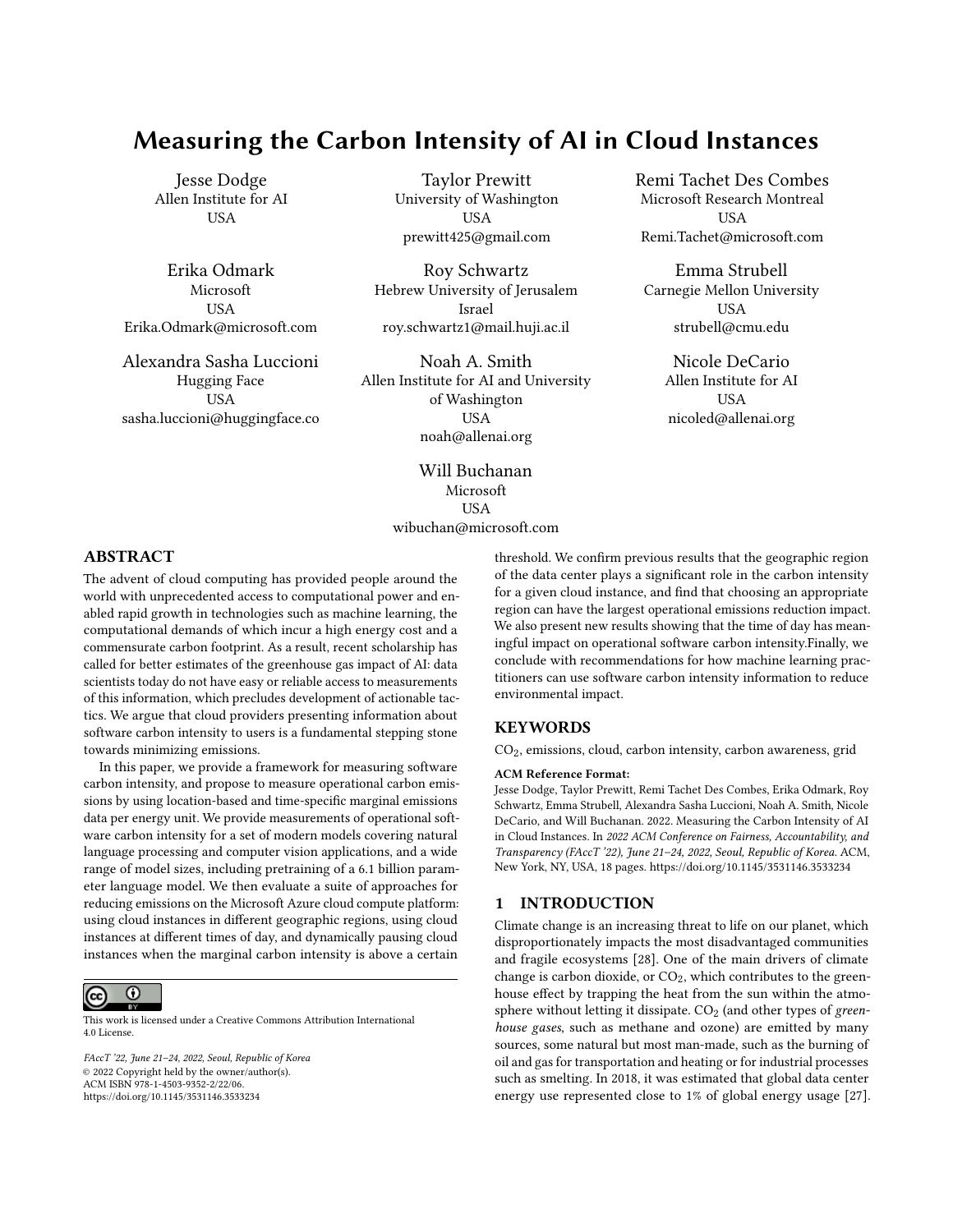# Measuring the Carbon Intensity of AI in Cloud Instances

Jesse Dodge
Allen Institute for AI
USA

Taylor Prewitt
University of Washington
USA
prewitt425@gmail.com

Remi Tachet Des Combes
Microsoft Research Montreal
USA
Remi.Tachet@microsoft.com

Erika Odmark
Microsoft
USA
Erika.Odmark@microsoft.com

Roy Schwartz
Hebrew University of Jerusalem
Israel
roy.schwartz1@mail.huji.ac.il

Emma Strubell
Carnegie Mellon University
USA
strubell@cmu.edu

Alexandra Sasha Luccioni
Hugging Face
USA
sasha.luccioni@huggingface.co

Noah A. Smith
Allen Institute for AI and University of Washington
USA
noah@allenai.org

Nicole DeCario
Allen Institute for AI
USA
nicoled@allenai.org

Will Buchanan
Microsoft
USA
wibuchan@microsoft.com

## ABSTRACT

The advent of cloud computing has provided people around the world with unprecedented access to computational power and enabled rapid growth in technologies such as machine learning, the computational demands of which incur a high energy cost and a commensurate carbon footprint. As a result, recent scholarship has called for better estimates of the greenhouse gas impact of AI: data scientists today do not have easy or reliable access to measurements of this information, which precludes development of actionable tactics. We argue that cloud providers presenting information about software carbon intensity to users is a fundamental stepping stone towards minimizing emissions.

In this paper, we provide a framework for measuring software carbon intensity, and propose to measure operational carbon emissions by using location-based and time-specific marginal emissions data per energy unit. We provide measurements of operational software carbon intensity for a set of modern models covering natural language processing and computer vision applications, and a wide range of model sizes, including pretraining of a 6.1 billion parameter language model. We then evaluate a suite of approaches for reducing emissions on the Microsoft Azure cloud compute platform: using cloud instances in different geographic regions, using cloud instances at different times of day, and dynamically pausing cloud instances when the marginal carbon intensity is above a certain threshold. We confirm previous results that the geographic region of the data center plays a significant role in the carbon intensity for a given cloud instance, and find that choosing an appropriate region can have the largest operational emissions reduction impact. We also present new results showing that the time of day has meaningful impact on operational software carbon intensity.Finally, we conclude with recommendations for how machine learning practitioners can use software carbon intensity information to reduce environmental impact.

This work is licensed under a Creative Commons Attribution International 4.0 License.

*FAccT '22, June 21–24, 2022, Seoul, Republic of Korea*
© 2022 Copyright held by the owner/author(s).
ACM ISBN 978-1-4503-9352-2/22/06.
https://doi.org/10.1145/3531146.3533234

## KEYWORDS

$CO_2$, emissions, cloud, carbon intensity, carbon awareness, grid

**ACM Reference Format:**
Jesse Dodge, Taylor Prewitt, Remi Tachet Des Combes, Erika Odmark, Roy Schwartz, Emma Strubell, Alexandra Sasha Luccioni, Noah A. Smith, Nicole DeCario, and Will Buchanan. 2022. Measuring the Carbon Intensity of AI in Cloud Instances. In *2022 ACM Conference on Fairness, Accountability, and Transparency (FAccT '22), June 21–24, 2022, Seoul, Republic of Korea.* ACM, New York, NY, USA, 18 pages. https://doi.org/10.1145/3531146.3533234

## 1 INTRODUCTION

Climate change is an increasing threat to life on our planet, which disproportionately impacts the most disadvantaged communities and fragile ecosystems [28]. One of the main drivers of climate change is carbon dioxide, or $CO_2$, which contributes to the greenhouse effect by trapping the heat from the sun within the atmosphere without letting it dissipate. $CO_2$ (and other types of *greenhouse gases*, such as methane and ozone) are emitted by many sources, some natural but most man-made, such as the burning of oil and gas for transportation and heating or for industrial processes such as smelting. In 2018, it was estimated that global data center energy use represented close to 1% of global energy usage [27].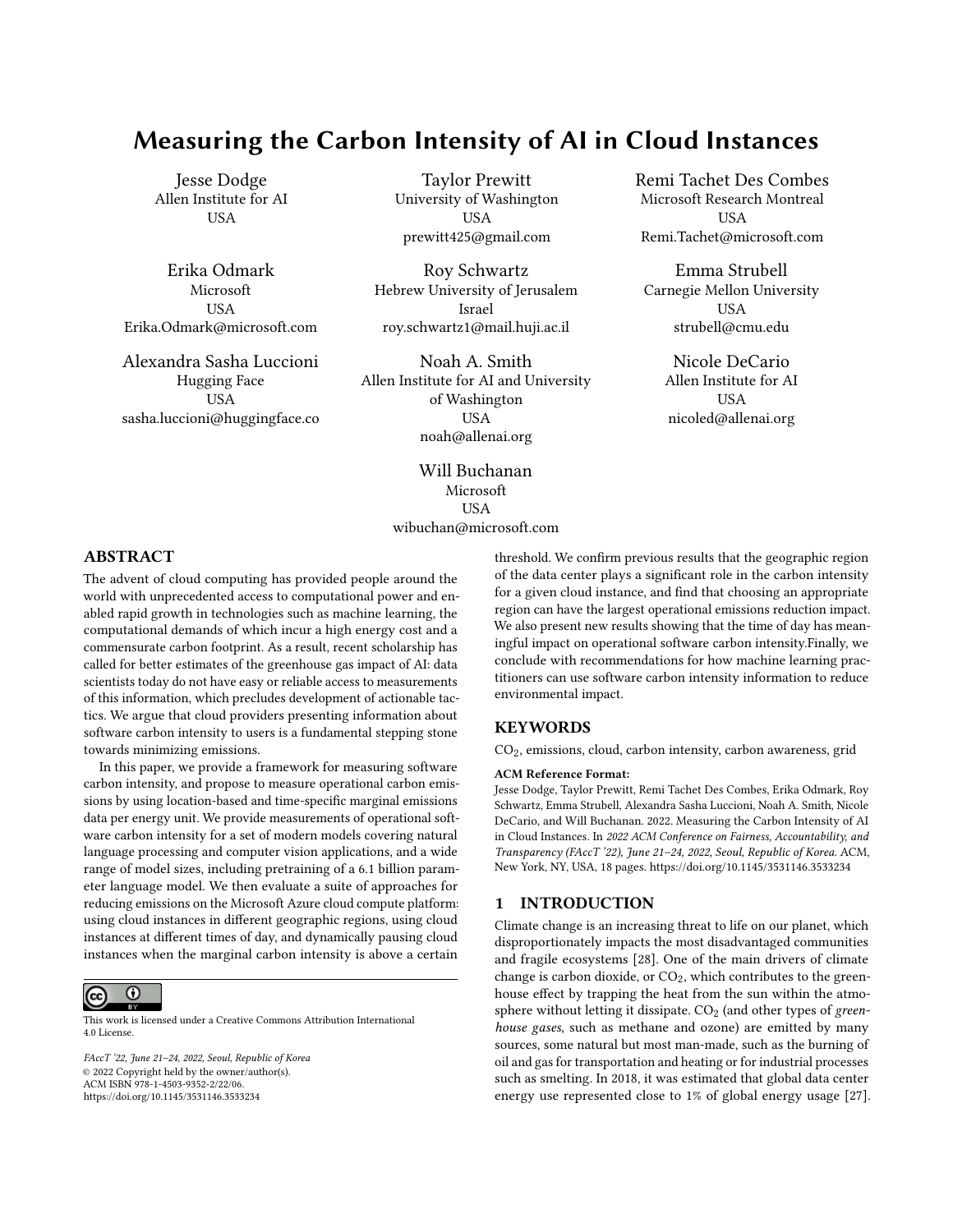# Measuring the Carbon Intensity of AI in Cloud Instances

Jesse Dodge
Allen Institute for AI
USA

Taylor Prewitt
University of Washington
USA
prewitt425@gmail.com

Remi Tachet Des Combes
Microsoft Research Montreal
USA
Remi.Tachet@microsoft.com

Erika Odmark
Microsoft
USA
Erika.Odmark@microsoft.com

Roy Schwartz
Hebrew University of Jerusalem
Israel
roy.schwartz1@mail.huji.ac.il

Emma Strubell
Carnegie Mellon University
USA
strubell@cmu.edu

Alexandra Sasha Luccioni
Hugging Face
USA
sasha.luccioni@huggingface.co

Noah A. Smith
Allen Institute for AI and University of Washington
USA
noah@allenai.org

Nicole DeCario
Allen Institute for AI
USA
nicoled@allenai.org

Will Buchanan
Microsoft
USA
wibuchan@microsoft.com

## ABSTRACT

The advent of cloud computing has provided people around the world with unprecedented access to computational power and enabled rapid growth in technologies such as machine learning, the computational demands of which incur a high energy cost and a commensurate carbon footprint. As a result, recent scholarship has called for better estimates of the greenhouse gas impact of AI: data scientists today do not have easy or reliable access to measurements of this information, which precludes development of actionable tactics. We argue that cloud providers presenting information about software carbon intensity to users is a fundamental stepping stone towards minimizing emissions.

In this paper, we provide a framework for measuring software carbon intensity, and propose to measure operational carbon emissions by using location-based and time-specific marginal emissions data per energy unit. We provide measurements of operational software carbon intensity for a set of modern models covering natural language processing and computer vision applications, and a wide range of model sizes, including pretraining of a 6.1 billion parameter language model. We then evaluate a suite of approaches for reducing emissions on the Microsoft Azure cloud compute platform: using cloud instances in different geographic regions, using cloud instances at different times of day, and dynamically pausing cloud instances when the marginal carbon intensity is above a certain threshold. We confirm previous results that the geographic region of the data center plays a significant role in the carbon intensity for a given cloud instance, and find that choosing an appropriate region can have the largest operational emissions reduction impact. We also present new results showing that the time of day has meaningful impact on operational software carbon intensity.Finally, we conclude with recommendations for how machine learning practitioners can use software carbon intensity information to reduce environmental impact.

## KEYWORDS

$CO_2$, emissions, cloud, carbon intensity, carbon awareness, grid

**ACM Reference Format:**
Jesse Dodge, Taylor Prewitt, Remi Tachet Des Combes, Erika Odmark, Roy Schwartz, Emma Strubell, Alexandra Sasha Luccioni, Noah A. Smith, Nicole DeCario, and Will Buchanan. 2022. Measuring the Carbon Intensity of AI in Cloud Instances. In *2022 ACM Conference on Fairness, Accountability, and Transparency (FAccT '22), June 21–24, 2022, Seoul, Republic of Korea.* ACM, New York, NY, USA, 18 pages. https://doi.org/10.1145/3531146.3533234

This work is licensed under a Creative Commons Attribution International 4.0 License.

*FAccT '22, June 21–24, 2022, Seoul, Republic of Korea*
© 2022 Copyright held by the owner/author(s).
ACM ISBN 978-1-4503-9352-2/22/06.
https://doi.org/10.1145/3531146.3533234

## 1 INTRODUCTION

Climate change is an increasing threat to life on our planet, which disproportionately impacts the most disadvantaged communities and fragile ecosystems [28]. One of the main drivers of climate change is carbon dioxide, or $CO_2$, which contributes to the greenhouse effect by trapping the heat from the sun within the atmosphere without letting it dissipate. $CO_2$ (and other types of *greenhouse gases*, such as methane and ozone) are emitted by many sources, some natural but most man-made, such as the burning of oil and gas for transportation and heating or for industrial processes such as smelting. In 2018, it was estimated that global data center energy use represented close to 1% of global energy usage [27].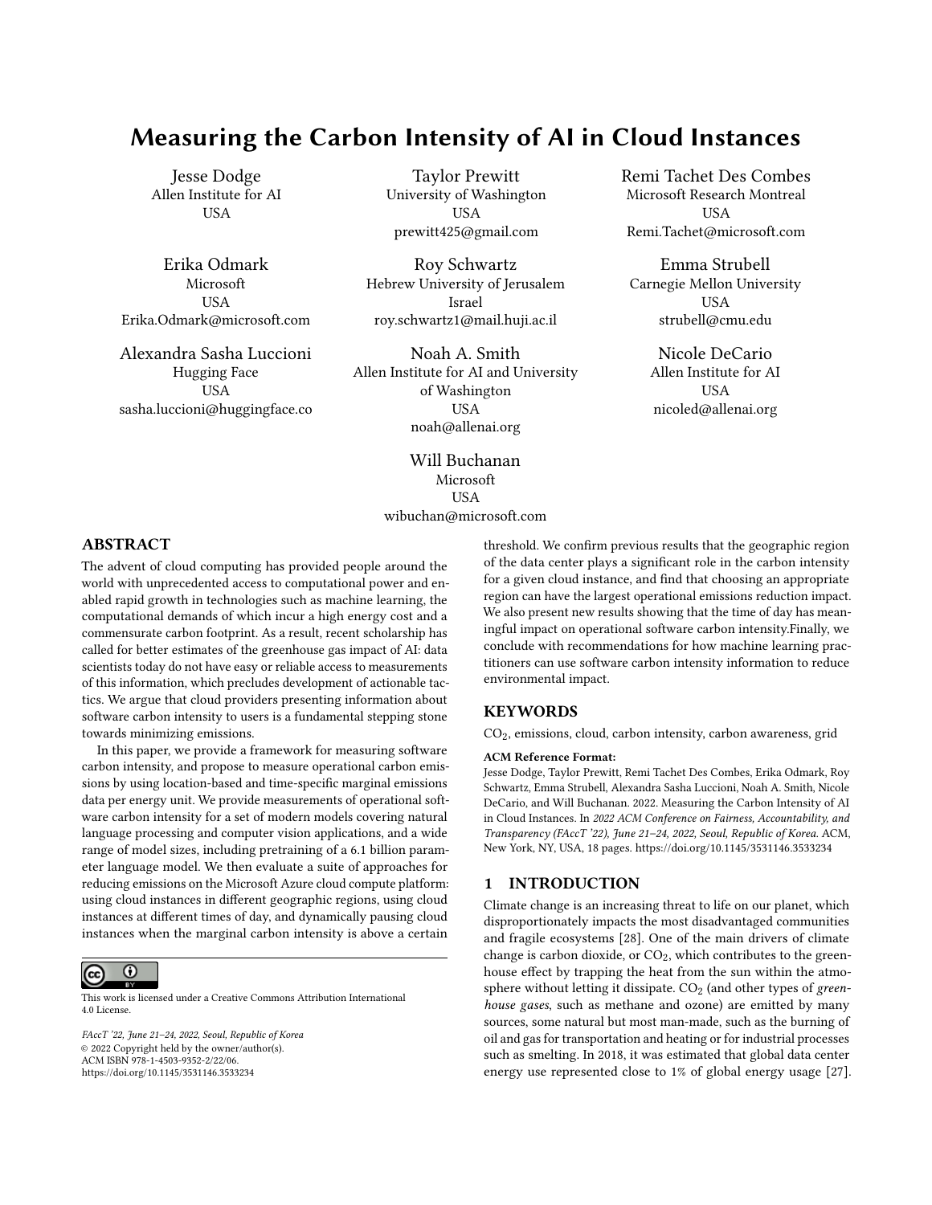# Measuring the Carbon Intensity of AI in Cloud Instances

Jesse Dodge
Allen Institute for AI
USA

Taylor Prewitt
University of Washington
USA
prewitt425@gmail.com

Remi Tachet Des Combes
Microsoft Research Montreal
USA
Remi.Tachet@microsoft.com

Erika Odmark
Microsoft
USA
Erika.Odmark@microsoft.com

Roy Schwartz
Hebrew University of Jerusalem
Israel
roy.schwartz1@mail.huji.ac.il

Emma Strubell
Carnegie Mellon University
USA
strubell@cmu.edu

Alexandra Sasha Luccioni
Hugging Face
USA
sasha.luccioni@huggingface.co

Noah A. Smith
Allen Institute for AI and University of Washington
USA
noah@allenai.org

Nicole DeCario
Allen Institute for AI
USA
nicoled@allenai.org

Will Buchanan
Microsoft
USA
wibuchan@microsoft.com

## ABSTRACT

The advent of cloud computing has provided people around the world with unprecedented access to computational power and enabled rapid growth in technologies such as machine learning, the computational demands of which incur a high energy cost and a commensurate carbon footprint. As a result, recent scholarship has called for better estimates of the greenhouse gas impact of AI: data scientists today do not have easy or reliable access to measurements of this information, which precludes development of actionable tactics. We argue that cloud providers presenting information about software carbon intensity to users is a fundamental stepping stone towards minimizing emissions.

In this paper, we provide a framework for measuring software carbon intensity, and propose to measure operational carbon emissions by using location-based and time-specific marginal emissions data per energy unit. We provide measurements of operational software carbon intensity for a set of modern models covering natural language processing and computer vision applications, and a wide range of model sizes, including pretraining of a 6.1 billion parameter language model. We then evaluate a suite of approaches for reducing emissions on the Microsoft Azure cloud compute platform: using cloud instances in different geographic regions, using cloud instances at different times of day, and dynamically pausing cloud instances when the marginal carbon intensity is above a certain threshold. We confirm previous results that the geographic region of the data center plays a significant role in the carbon intensity for a given cloud instance, and find that choosing an appropriate region can have the largest operational emissions reduction impact. We also present new results showing that the time of day has meaningful impact on operational software carbon intensity.Finally, we conclude with recommendations for how machine learning practitioners can use software carbon intensity information to reduce environmental impact.

This work is licensed under a Creative Commons Attribution International 4.0 License.

*FAccT '22, June 21–24, 2022, Seoul, Republic of Korea*
© 2022 Copyright held by the owner/author(s).
ACM ISBN 978-1-4503-9352-2/22/06.
https://doi.org/10.1145/3531146.3533234

## KEYWORDS

$CO_2$, emissions, cloud, carbon intensity, carbon awareness, grid

**ACM Reference Format:**
Jesse Dodge, Taylor Prewitt, Remi Tachet Des Combes, Erika Odmark, Roy Schwartz, Emma Strubell, Alexandra Sasha Luccioni, Noah A. Smith, Nicole DeCario, and Will Buchanan. 2022. Measuring the Carbon Intensity of AI in Cloud Instances. In *2022 ACM Conference on Fairness, Accountability, and Transparency (FAccT '22), June 21–24, 2022, Seoul, Republic of Korea.* ACM, New York, NY, USA, 18 pages. https://doi.org/10.1145/3531146.3533234

## 1 INTRODUCTION

Climate change is an increasing threat to life on our planet, which disproportionately impacts the most disadvantaged communities and fragile ecosystems [28]. One of the main drivers of climate change is carbon dioxide, or $CO_2$, which contributes to the greenhouse effect by trapping the heat from the sun within the atmosphere without letting it dissipate. $CO_2$ (and other types of *greenhouse gases*, such as methane and ozone) are emitted by many sources, some natural but most man-made, such as the burning of oil and gas for transportation and heating or for industrial processes such as smelting. In 2018, it was estimated that global data center energy use represented close to 1% of global energy usage [27].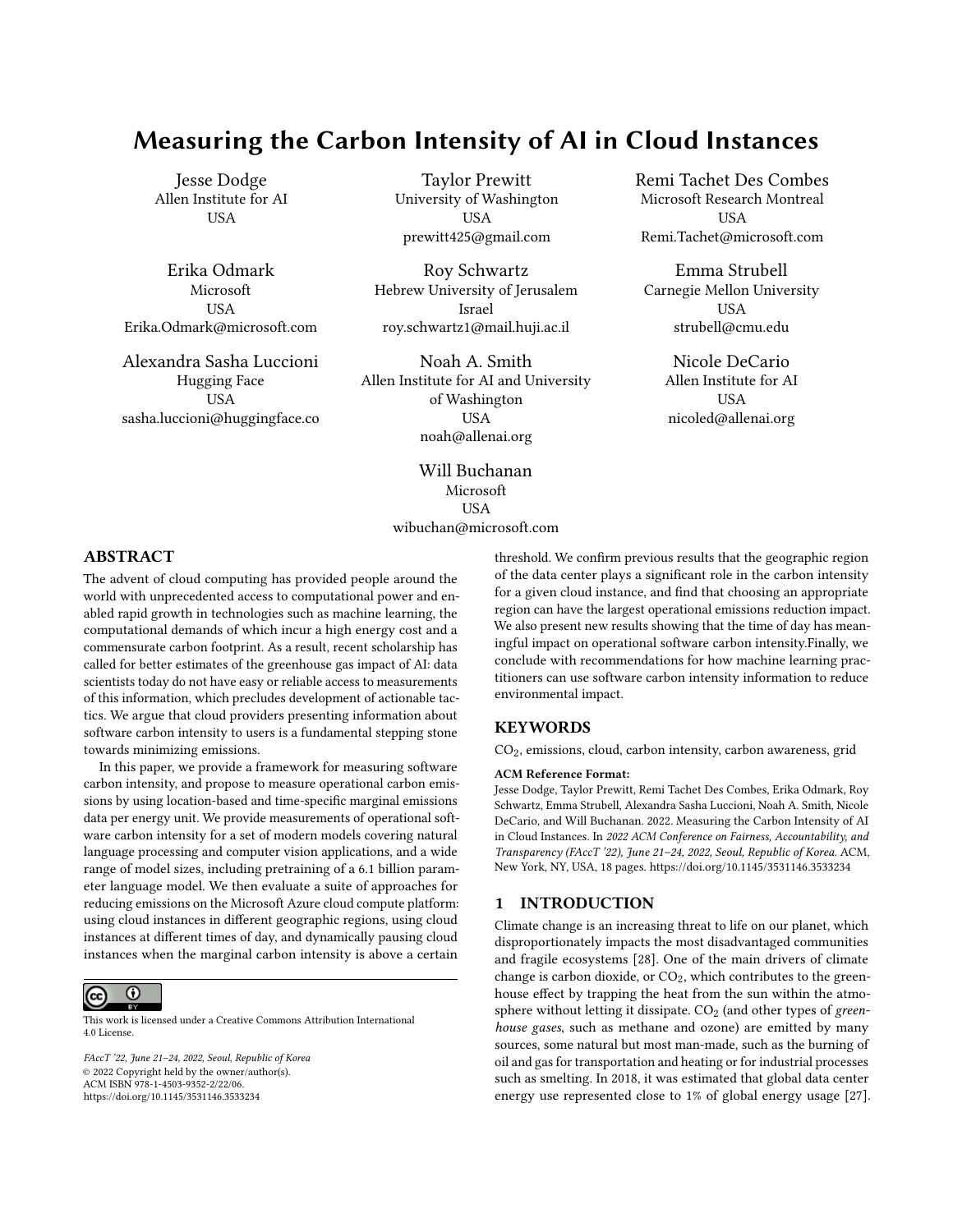# Measuring the Carbon Intensity of AI in Cloud Instances

Jesse Dodge
Allen Institute for AI
USA

Taylor Prewitt
University of Washington
USA
prewitt425@gmail.com

Remi Tachet Des Combes
Microsoft Research Montreal
USA
Remi.Tachet@microsoft.com

Erika Odmark
Microsoft
USA
Erika.Odmark@microsoft.com

Roy Schwartz
Hebrew University of Jerusalem
Israel
roy.schwartz1@mail.huji.ac.il

Emma Strubell
Carnegie Mellon University
USA
strubell@cmu.edu

Alexandra Sasha Luccioni
Hugging Face
USA
sasha.luccioni@huggingface.co

Noah A. Smith
Allen Institute for AI and University of Washington
USA
noah@allenai.org

Nicole DeCario
Allen Institute for AI
USA
nicoled@allenai.org

Will Buchanan
Microsoft
USA
wibuchan@microsoft.com

## ABSTRACT

The advent of cloud computing has provided people around the world with unprecedented access to computational power and enabled rapid growth in technologies such as machine learning, the computational demands of which incur a high energy cost and a commensurate carbon footprint. As a result, recent scholarship has called for better estimates of the greenhouse gas impact of AI: data scientists today do not have easy or reliable access to measurements of this information, which precludes development of actionable tactics. We argue that cloud providers presenting information about software carbon intensity to users is a fundamental stepping stone towards minimizing emissions.

In this paper, we provide a framework for measuring software carbon intensity, and propose to measure operational carbon emissions by using location-based and time-specific marginal emissions data per energy unit. We provide measurements of operational software carbon intensity for a set of modern models covering natural language processing and computer vision applications, and a wide range of model sizes, including pretraining of a 6.1 billion parameter language model. We then evaluate a suite of approaches for reducing emissions on the Microsoft Azure cloud compute platform: using cloud instances in different geographic regions, using cloud instances at different times of day, and dynamically pausing cloud instances when the marginal carbon intensity is above a certain threshold. We confirm previous results that the geographic region of the data center plays a significant role in the carbon intensity for a given cloud instance, and find that choosing an appropriate region can have the largest operational emissions reduction impact. We also present new results showing that the time of day has meaningful impact on operational software carbon intensity.Finally, we conclude with recommendations for how machine learning practitioners can use software carbon intensity information to reduce environmental impact.

## KEYWORDS

$CO_2$, emissions, cloud, carbon intensity, carbon awareness, grid

**ACM Reference Format:**
Jesse Dodge, Taylor Prewitt, Remi Tachet Des Combes, Erika Odmark, Roy Schwartz, Emma Strubell, Alexandra Sasha Luccioni, Noah A. Smith, Nicole DeCario, and Will Buchanan. 2022. Measuring the Carbon Intensity of AI in Cloud Instances. In *2022 ACM Conference on Fairness, Accountability, and Transparency (FAccT '22), June 21–24, 2022, Seoul, Republic of Korea.* ACM, New York, NY, USA, 18 pages. https://doi.org/10.1145/3531146.3533234

This work is licensed under a Creative Commons Attribution International 4.0 License.

*FAccT '22, June 21–24, 2022, Seoul, Republic of Korea*
© 2022 Copyright held by the owner/author(s).
ACM ISBN 978-1-4503-9352-2/22/06.
https://doi.org/10.1145/3531146.3533234

## 1 INTRODUCTION

Climate change is an increasing threat to life on our planet, which disproportionately impacts the most disadvantaged communities and fragile ecosystems [28]. One of the main drivers of climate change is carbon dioxide, or $CO_2$, which contributes to the greenhouse effect by trapping the heat from the sun within the atmosphere without letting it dissipate. $CO_2$ (and other types of *greenhouse gases*, such as methane and ozone) are emitted by many sources, some natural but most man-made, such as the burning of oil and gas for transportation and heating or for industrial processes such as smelting. In 2018, it was estimated that global data center energy use represented close to 1% of global energy usage [27].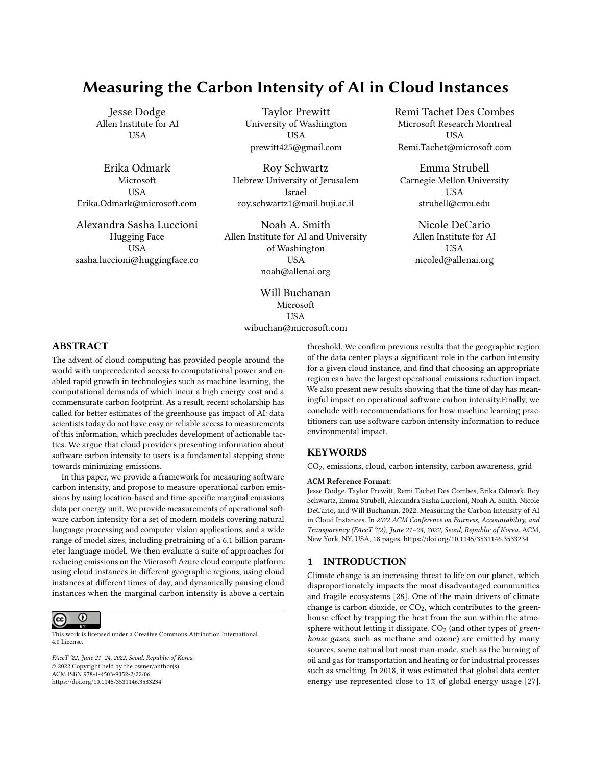# Measuring the Carbon Intensity of AI in Cloud Instances

Jesse Dodge
Allen Institute for AI
USA

Taylor Prewitt
University of Washington
USA
prewitt425@gmail.com

Remi Tachet Des Combes
Microsoft Research Montreal
USA
Remi.Tachet@microsoft.com

Erika Odmark
Microsoft
USA
Erika.Odmark@microsoft.com

Roy Schwartz
Hebrew University of Jerusalem
Israel
roy.schwartz1@mail.huji.ac.il

Emma Strubell
Carnegie Mellon University
USA
strubell@cmu.edu

Alexandra Sasha Luccioni
Hugging Face
USA
sasha.luccioni@huggingface.co

Noah A. Smith
Allen Institute for AI and University of Washington
USA
noah@allenai.org

Nicole DeCario
Allen Institute for AI
USA
nicoled@allenai.org

Will Buchanan
Microsoft
USA
wibuchan@microsoft.com

## ABSTRACT

The advent of cloud computing has provided people around the world with unprecedented access to computational power and enabled rapid growth in technologies such as machine learning, the computational demands of which incur a high energy cost and a commensurate carbon footprint. As a result, recent scholarship has called for better estimates of the greenhouse gas impact of AI: data scientists today do not have easy or reliable access to measurements of this information, which precludes development of actionable tactics. We argue that cloud providers presenting information about software carbon intensity to users is a fundamental stepping stone towards minimizing emissions.

In this paper, we provide a framework for measuring software carbon intensity, and propose to measure operational carbon emissions by using location-based and time-specific marginal emissions data per energy unit. We provide measurements of operational software carbon intensity for a set of modern models covering natural language processing and computer vision applications, and a wide range of model sizes, including pretraining of a 6.1 billion parameter language model. We then evaluate a suite of approaches for reducing emissions on the Microsoft Azure cloud compute platform: using cloud instances in different geographic regions, using cloud instances at different times of day, and dynamically pausing cloud instances when the marginal carbon intensity is above a certain threshold. We confirm previous results that the geographic region of the data center plays a significant role in the carbon intensity for a given cloud instance, and find that choosing an appropriate region can have the largest operational emissions reduction impact. We also present new results showing that the time of day has meaningful impact on operational software carbon intensity.Finally, we conclude with recommendations for how machine learning practitioners can use software carbon intensity information to reduce environmental impact.

## KEYWORDS

$CO_2$, emissions, cloud, carbon intensity, carbon awareness, grid

**ACM Reference Format:**
Jesse Dodge, Taylor Prewitt, Remi Tachet Des Combes, Erika Odmark, Roy Schwartz, Emma Strubell, Alexandra Sasha Luccioni, Noah A. Smith, Nicole DeCario, and Will Buchanan. 2022. Measuring the Carbon Intensity of AI in Cloud Instances. In *2022 ACM Conference on Fairness, Accountability, and Transparency (FAccT '22), June 21–24, 2022, Seoul, Republic of Korea.* ACM, New York, NY, USA, 18 pages. https://doi.org/10.1145/3531146.3533234

This work is licensed under a Creative Commons Attribution International 4.0 License.

*FAccT '22, June 21–24, 2022, Seoul, Republic of Korea*
© 2022 Copyright held by the owner/author(s).
ACM ISBN 978-1-4503-9352-2/22/06.
https://doi.org/10.1145/3531146.3533234

## 1 INTRODUCTION

Climate change is an increasing threat to life on our planet, which disproportionately impacts the most disadvantaged communities and fragile ecosystems [28]. One of the main drivers of climate change is carbon dioxide, or $CO_2$, which contributes to the greenhouse effect by trapping the heat from the sun within the atmosphere without letting it dissipate. $CO_2$ (and other types of *greenhouse gases*, such as methane and ozone) are emitted by many sources, some natural but most man-made, such as the burning of oil and gas for transportation and heating or for industrial processes such as smelting. In 2018, it was estimated that global data center energy use represented close to 1% of global energy usage [27].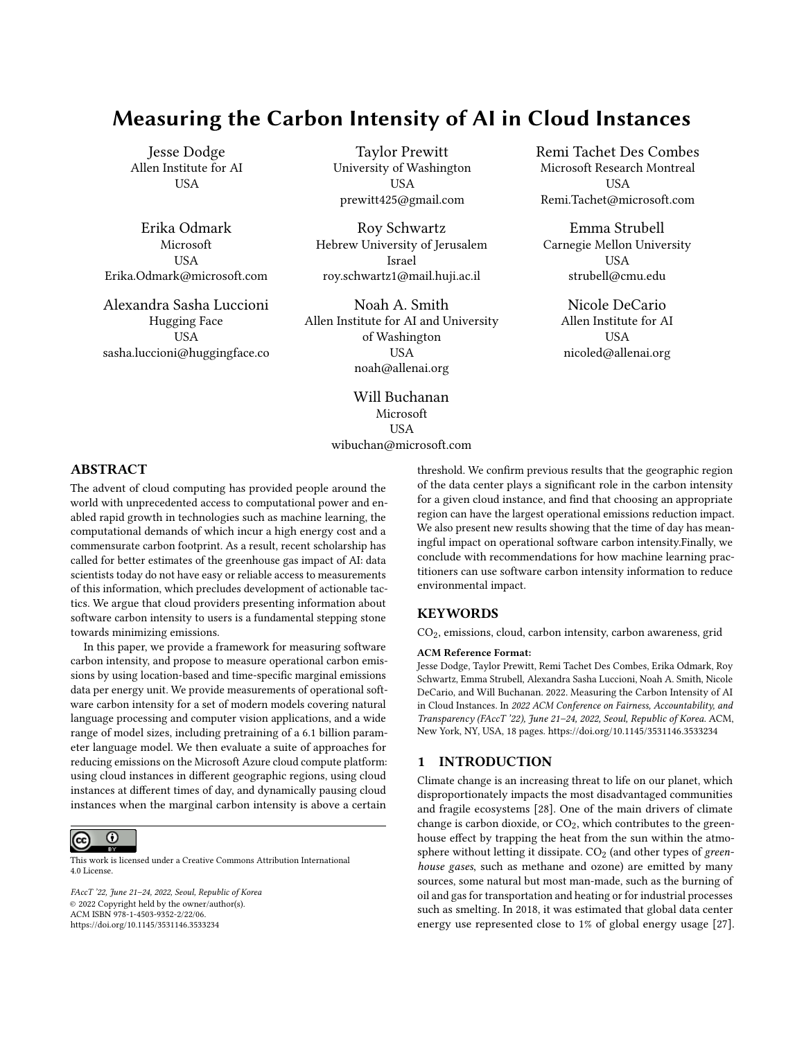# Measuring the Carbon Intensity of AI in Cloud Instances

Jesse Dodge
Allen Institute for AI
USA

Taylor Prewitt
University of Washington
USA
prewitt425@gmail.com

Remi Tachet Des Combes
Microsoft Research Montreal
USA
Remi.Tachet@microsoft.com

Erika Odmark
Microsoft
USA
Erika.Odmark@microsoft.com

Roy Schwartz
Hebrew University of Jerusalem
Israel
roy.schwartz1@mail.huji.ac.il

Emma Strubell
Carnegie Mellon University
USA
strubell@cmu.edu

Alexandra Sasha Luccioni
Hugging Face
USA
sasha.luccioni@huggingface.co

Noah A. Smith
Allen Institute for AI and University of Washington
USA
noah@allenai.org

Nicole DeCario
Allen Institute for AI
USA
nicoled@allenai.org

Will Buchanan
Microsoft
USA
wibuchan@microsoft.com

## ABSTRACT

The advent of cloud computing has provided people around the world with unprecedented access to computational power and enabled rapid growth in technologies such as machine learning, the computational demands of which incur a high energy cost and a commensurate carbon footprint. As a result, recent scholarship has called for better estimates of the greenhouse gas impact of AI: data scientists today do not have easy or reliable access to measurements of this information, which precludes development of actionable tactics. We argue that cloud providers presenting information about software carbon intensity to users is a fundamental stepping stone towards minimizing emissions.

In this paper, we provide a framework for measuring software carbon intensity, and propose to measure operational carbon emissions by using location-based and time-specific marginal emissions data per energy unit. We provide measurements of operational software carbon intensity for a set of modern models covering natural language processing and computer vision applications, and a wide range of model sizes, including pretraining of a 6.1 billion parameter language model. We then evaluate a suite of approaches for reducing emissions on the Microsoft Azure cloud compute platform: using cloud instances in different geographic regions, using cloud instances at different times of day, and dynamically pausing cloud instances when the marginal carbon intensity is above a certain threshold. We confirm previous results that the geographic region of the data center plays a significant role in the carbon intensity for a given cloud instance, and find that choosing an appropriate region can have the largest operational emissions reduction impact. We also present new results showing that the time of day has meaningful impact on operational software carbon intensity.Finally, we conclude with recommendations for how machine learning practitioners can use software carbon intensity information to reduce environmental impact.

## KEYWORDS

$CO_2$, emissions, cloud, carbon intensity, carbon awareness, grid

**ACM Reference Format:**
Jesse Dodge, Taylor Prewitt, Remi Tachet Des Combes, Erika Odmark, Roy Schwartz, Emma Strubell, Alexandra Sasha Luccioni, Noah A. Smith, Nicole DeCario, and Will Buchanan. 2022. Measuring the Carbon Intensity of AI in Cloud Instances. In *2022 ACM Conference on Fairness, Accountability, and Transparency (FAccT '22), June 21–24, 2022, Seoul, Republic of Korea.* ACM, New York, NY, USA, 18 pages. https://doi.org/10.1145/3531146.3533234

This work is licensed under a Creative Commons Attribution International 4.0 License.

*FAccT '22, June 21–24, 2022, Seoul, Republic of Korea*
© 2022 Copyright held by the owner/author(s).
ACM ISBN 978-1-4503-9352-2/22/06.
https://doi.org/10.1145/3531146.3533234

## 1 INTRODUCTION

Climate change is an increasing threat to life on our planet, which disproportionately impacts the most disadvantaged communities and fragile ecosystems [28]. One of the main drivers of climate change is carbon dioxide, or $CO_2$, which contributes to the greenhouse effect by trapping the heat from the sun within the atmosphere without letting it dissipate. $CO_2$ (and other types of *greenhouse gases*, such as methane and ozone) are emitted by many sources, some natural but most man-made, such as the burning of oil and gas for transportation and heating or for industrial processes such as smelting. In 2018, it was estimated that global data center energy use represented close to 1% of global energy usage [27].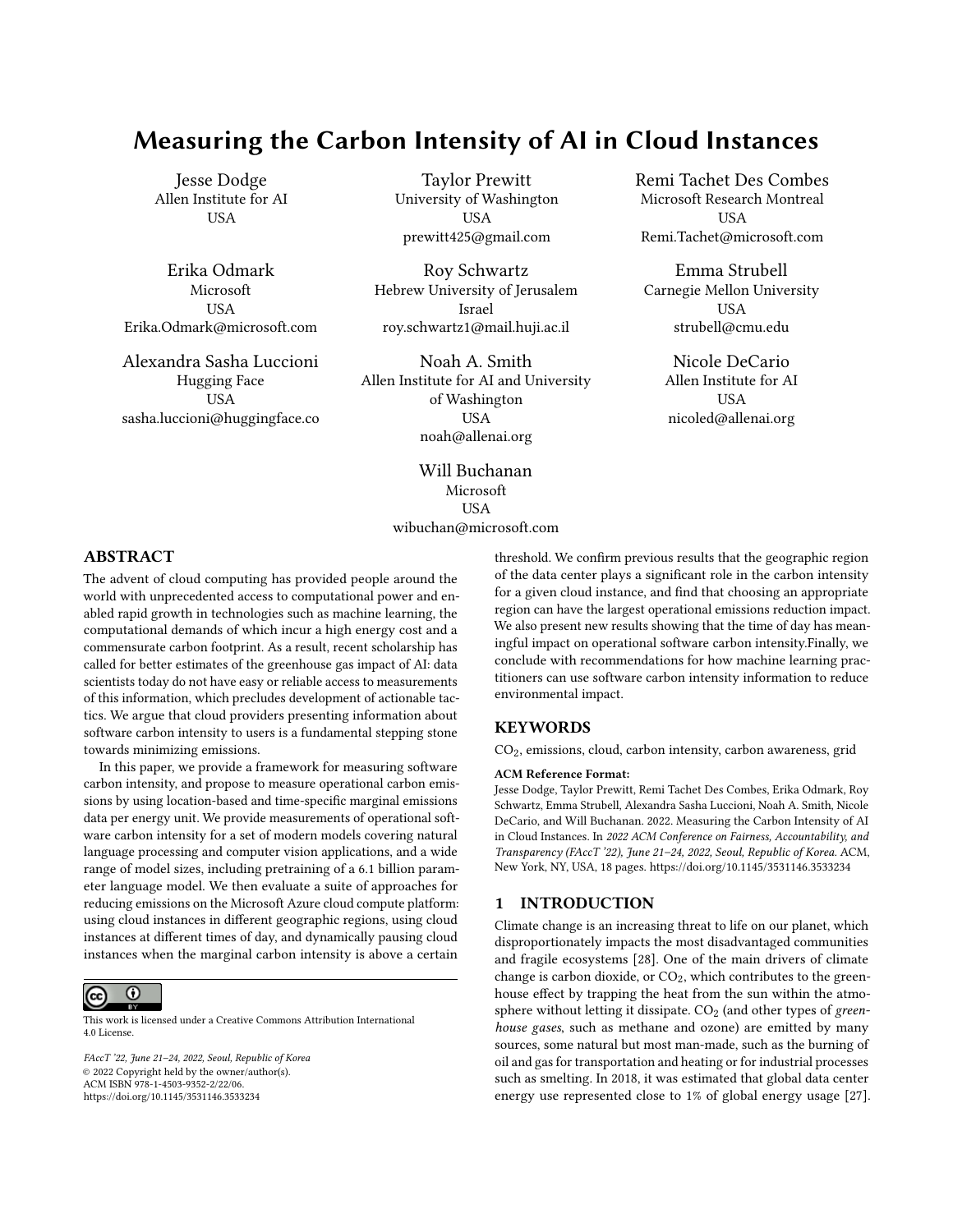# Measuring the Carbon Intensity of AI in Cloud Instances

Jesse Dodge
Allen Institute for AI
USA

Taylor Prewitt
University of Washington
USA
prewitt425@gmail.com

Remi Tachet Des Combes
Microsoft Research Montreal
USA
Remi.Tachet@microsoft.com

Erika Odmark
Microsoft
USA
Erika.Odmark@microsoft.com

Roy Schwartz
Hebrew University of Jerusalem
Israel
roy.schwartz1@mail.huji.ac.il

Emma Strubell
Carnegie Mellon University
USA
strubell@cmu.edu

Alexandra Sasha Luccioni
Hugging Face
USA
sasha.luccioni@huggingface.co

Noah A. Smith
Allen Institute for AI and University of Washington
USA
noah@allenai.org

Nicole DeCario
Allen Institute for AI
USA
nicoled@allenai.org

Will Buchanan
Microsoft
USA
wibuchan@microsoft.com

## ABSTRACT

The advent of cloud computing has provided people around the world with unprecedented access to computational power and enabled rapid growth in technologies such as machine learning, the computational demands of which incur a high energy cost and a commensurate carbon footprint. As a result, recent scholarship has called for better estimates of the greenhouse gas impact of AI: data scientists today do not have easy or reliable access to measurements of this information, which precludes development of actionable tactics. We argue that cloud providers presenting information about software carbon intensity to users is a fundamental stepping stone towards minimizing emissions.

In this paper, we provide a framework for measuring software carbon intensity, and propose to measure operational carbon emissions by using location-based and time-specific marginal emissions data per energy unit. We provide measurements of operational software carbon intensity for a set of modern models covering natural language processing and computer vision applications, and a wide range of model sizes, including pretraining of a 6.1 billion parameter language model. We then evaluate a suite of approaches for reducing emissions on the Microsoft Azure cloud compute platform: using cloud instances in different geographic regions, using cloud instances at different times of day, and dynamically pausing cloud instances when the marginal carbon intensity is above a certain threshold. We confirm previous results that the geographic region of the data center plays a significant role in the carbon intensity for a given cloud instance, and find that choosing an appropriate region can have the largest operational emissions reduction impact. We also present new results showing that the time of day has meaningful impact on operational software carbon intensity.Finally, we conclude with recommendations for how machine learning practitioners can use software carbon intensity information to reduce environmental impact.

This work is licensed under a Creative Commons Attribution International 4.0 License.

*FAccT '22, June 21–24, 2022, Seoul, Republic of Korea*
© 2022 Copyright held by the owner/author(s).
ACM ISBN 978-1-4503-9352-2/22/06.
https://doi.org/10.1145/3531146.3533234

## KEYWORDS

$CO_2$, emissions, cloud, carbon intensity, carbon awareness, grid

**ACM Reference Format:**
Jesse Dodge, Taylor Prewitt, Remi Tachet Des Combes, Erika Odmark, Roy Schwartz, Emma Strubell, Alexandra Sasha Luccioni, Noah A. Smith, Nicole DeCario, and Will Buchanan. 2022. Measuring the Carbon Intensity of AI in Cloud Instances. In *2022 ACM Conference on Fairness, Accountability, and Transparency (FAccT '22), June 21–24, 2022, Seoul, Republic of Korea.* ACM, New York, NY, USA, 18 pages. https://doi.org/10.1145/3531146.3533234

## 1 INTRODUCTION

Climate change is an increasing threat to life on our planet, which disproportionately impacts the most disadvantaged communities and fragile ecosystems [28]. One of the main drivers of climate change is carbon dioxide, or $CO_2$, which contributes to the greenhouse effect by trapping the heat from the sun within the atmosphere without letting it dissipate. $CO_2$ (and other types of *greenhouse gases*, such as methane and ozone) are emitted by many sources, some natural but most man-made, such as the burning of oil and gas for transportation and heating or for industrial processes such as smelting. In 2018, it was estimated that global data center energy use represented close to 1% of global energy usage [27].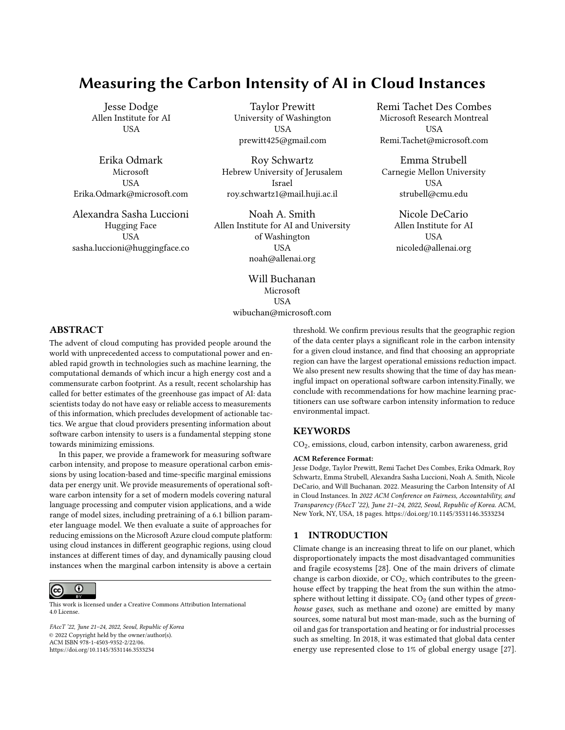# Measuring the Carbon Intensity of AI in Cloud Instances

Jesse Dodge
Allen Institute for AI
USA

Taylor Prewitt
University of Washington
USA
prewitt425@gmail.com

Remi Tachet Des Combes
Microsoft Research Montreal
USA
Remi.Tachet@microsoft.com

Erika Odmark
Microsoft
USA
Erika.Odmark@microsoft.com

Roy Schwartz
Hebrew University of Jerusalem
Israel
roy.schwartz1@mail.huji.ac.il

Emma Strubell
Carnegie Mellon University
USA
strubell@cmu.edu

Alexandra Sasha Luccioni
Hugging Face
USA
sasha.luccioni@huggingface.co

Noah A. Smith
Allen Institute for AI and University of Washington
USA
noah@allenai.org

Nicole DeCario
Allen Institute for AI
USA
nicoled@allenai.org

Will Buchanan
Microsoft
USA
wibuchan@microsoft.com

## ABSTRACT

The advent of cloud computing has provided people around the world with unprecedented access to computational power and enabled rapid growth in technologies such as machine learning, the computational demands of which incur a high energy cost and a commensurate carbon footprint. As a result, recent scholarship has called for better estimates of the greenhouse gas impact of AI: data scientists today do not have easy or reliable access to measurements of this information, which precludes development of actionable tactics. We argue that cloud providers presenting information about software carbon intensity to users is a fundamental stepping stone towards minimizing emissions.

In this paper, we provide a framework for measuring software carbon intensity, and propose to measure operational carbon emissions by using location-based and time-specific marginal emissions data per energy unit. We provide measurements of operational software carbon intensity for a set of modern models covering natural language processing and computer vision applications, and a wide range of model sizes, including pretraining of a 6.1 billion parameter language model. We then evaluate a suite of approaches for reducing emissions on the Microsoft Azure cloud compute platform: using cloud instances in different geographic regions, using cloud instances at different times of day, and dynamically pausing cloud instances when the marginal carbon intensity is above a certain threshold. We confirm previous results that the geographic region of the data center plays a significant role in the carbon intensity for a given cloud instance, and find that choosing an appropriate region can have the largest operational emissions reduction impact. We also present new results showing that the time of day has meaningful impact on operational software carbon intensity.Finally, we conclude with recommendations for how machine learning practitioners can use software carbon intensity information to reduce environmental impact.

This work is licensed under a Creative Commons Attribution International 4.0 License.

*FAccT '22, June 21–24, 2022, Seoul, Republic of Korea*
© 2022 Copyright held by the owner/author(s).
ACM ISBN 978-1-4503-9352-2/22/06.
https://doi.org/10.1145/3531146.3533234

## KEYWORDS

$CO_2$, emissions, cloud, carbon intensity, carbon awareness, grid

**ACM Reference Format:**
Jesse Dodge, Taylor Prewitt, Remi Tachet Des Combes, Erika Odmark, Roy Schwartz, Emma Strubell, Alexandra Sasha Luccioni, Noah A. Smith, Nicole DeCario, and Will Buchanan. 2022. Measuring the Carbon Intensity of AI in Cloud Instances. In *2022 ACM Conference on Fairness, Accountability, and Transparency (FAccT '22), June 21–24, 2022, Seoul, Republic of Korea.* ACM, New York, NY, USA, 18 pages. https://doi.org/10.1145/3531146.3533234

## 1 INTRODUCTION

Climate change is an increasing threat to life on our planet, which disproportionately impacts the most disadvantaged communities and fragile ecosystems [28]. One of the main drivers of climate change is carbon dioxide, or $CO_2$, which contributes to the greenhouse effect by trapping the heat from the sun within the atmosphere without letting it dissipate. $CO_2$ (and other types of *greenhouse gases*, such as methane and ozone) are emitted by many sources, some natural but most man-made, such as the burning of oil and gas for transportation and heating or for industrial processes such as smelting. In 2018, it was estimated that global data center energy use represented close to 1% of global energy usage [27].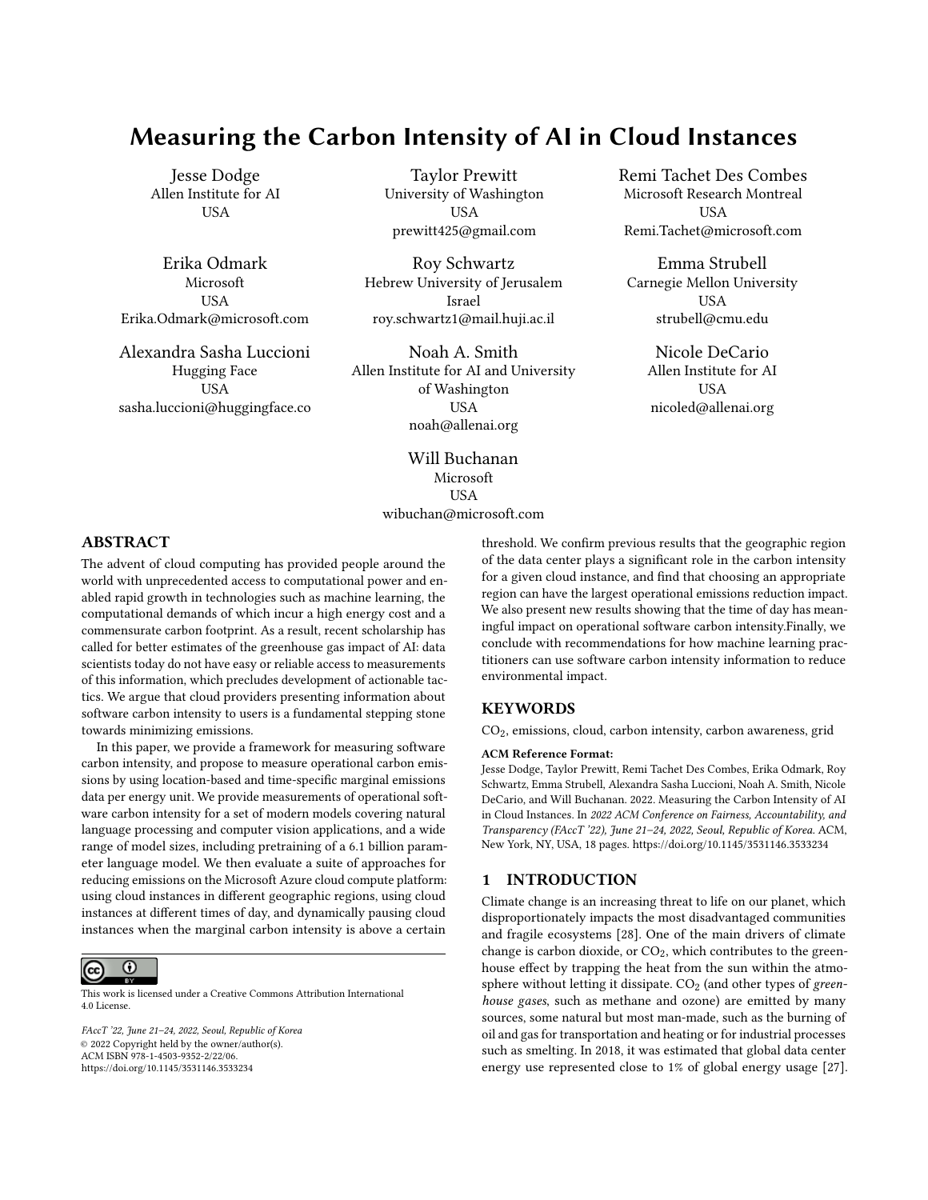# Measuring the Carbon Intensity of AI in Cloud Instances

Jesse Dodge
Allen Institute for AI
USA

Taylor Prewitt
University of Washington
USA
prewitt425@gmail.com

Remi Tachet Des Combes
Microsoft Research Montreal
USA
Remi.Tachet@microsoft.com

Erika Odmark
Microsoft
USA
Erika.Odmark@microsoft.com

Roy Schwartz
Hebrew University of Jerusalem
Israel
roy.schwartz1@mail.huji.ac.il

Emma Strubell
Carnegie Mellon University
USA
strubell@cmu.edu

Alexandra Sasha Luccioni
Hugging Face
USA
sasha.luccioni@huggingface.co

Noah A. Smith
Allen Institute for AI and University of Washington
USA
noah@allenai.org

Nicole DeCario
Allen Institute for AI
USA
nicoled@allenai.org

Will Buchanan
Microsoft
USA
wibuchan@microsoft.com

## ABSTRACT

The advent of cloud computing has provided people around the world with unprecedented access to computational power and enabled rapid growth in technologies such as machine learning, the computational demands of which incur a high energy cost and a commensurate carbon footprint. As a result, recent scholarship has called for better estimates of the greenhouse gas impact of AI: data scientists today do not have easy or reliable access to measurements of this information, which precludes development of actionable tactics. We argue that cloud providers presenting information about software carbon intensity to users is a fundamental stepping stone towards minimizing emissions.

In this paper, we provide a framework for measuring software carbon intensity, and propose to measure operational carbon emissions by using location-based and time-specific marginal emissions data per energy unit. We provide measurements of operational software carbon intensity for a set of modern models covering natural language processing and computer vision applications, and a wide range of model sizes, including pretraining of a 6.1 billion parameter language model. We then evaluate a suite of approaches for reducing emissions on the Microsoft Azure cloud compute platform: using cloud instances in different geographic regions, using cloud instances at different times of day, and dynamically pausing cloud instances when the marginal carbon intensity is above a certain threshold. We confirm previous results that the geographic region of the data center plays a significant role in the carbon intensity for a given cloud instance, and find that choosing an appropriate region can have the largest operational emissions reduction impact. We also present new results showing that the time of day has meaningful impact on operational software carbon intensity.Finally, we conclude with recommendations for how machine learning practitioners can use software carbon intensity information to reduce environmental impact.

## KEYWORDS

$CO_2$, emissions, cloud, carbon intensity, carbon awareness, grid

**ACM Reference Format:**
Jesse Dodge, Taylor Prewitt, Remi Tachet Des Combes, Erika Odmark, Roy Schwartz, Emma Strubell, Alexandra Sasha Luccioni, Noah A. Smith, Nicole DeCario, and Will Buchanan. 2022. Measuring the Carbon Intensity of AI in Cloud Instances. In *2022 ACM Conference on Fairness, Accountability, and Transparency (FAccT '22), June 21–24, 2022, Seoul, Republic of Korea.* ACM, New York, NY, USA, 18 pages. https://doi.org/10.1145/3531146.3533234

This work is licensed under a Creative Commons Attribution International 4.0 License.

*FAccT '22, June 21–24, 2022, Seoul, Republic of Korea*
© 2022 Copyright held by the owner/author(s).
ACM ISBN 978-1-4503-9352-2/22/06.
https://doi.org/10.1145/3531146.3533234

## 1 INTRODUCTION

Climate change is an increasing threat to life on our planet, which disproportionately impacts the most disadvantaged communities and fragile ecosystems [28]. One of the main drivers of climate change is carbon dioxide, or $CO_2$, which contributes to the greenhouse effect by trapping the heat from the sun within the atmosphere without letting it dissipate. $CO_2$ (and other types of *greenhouse gases*, such as methane and ozone) are emitted by many sources, some natural but most man-made, such as the burning of oil and gas for transportation and heating or for industrial processes such as smelting. In 2018, it was estimated that global data center energy use represented close to 1% of global energy usage [27].